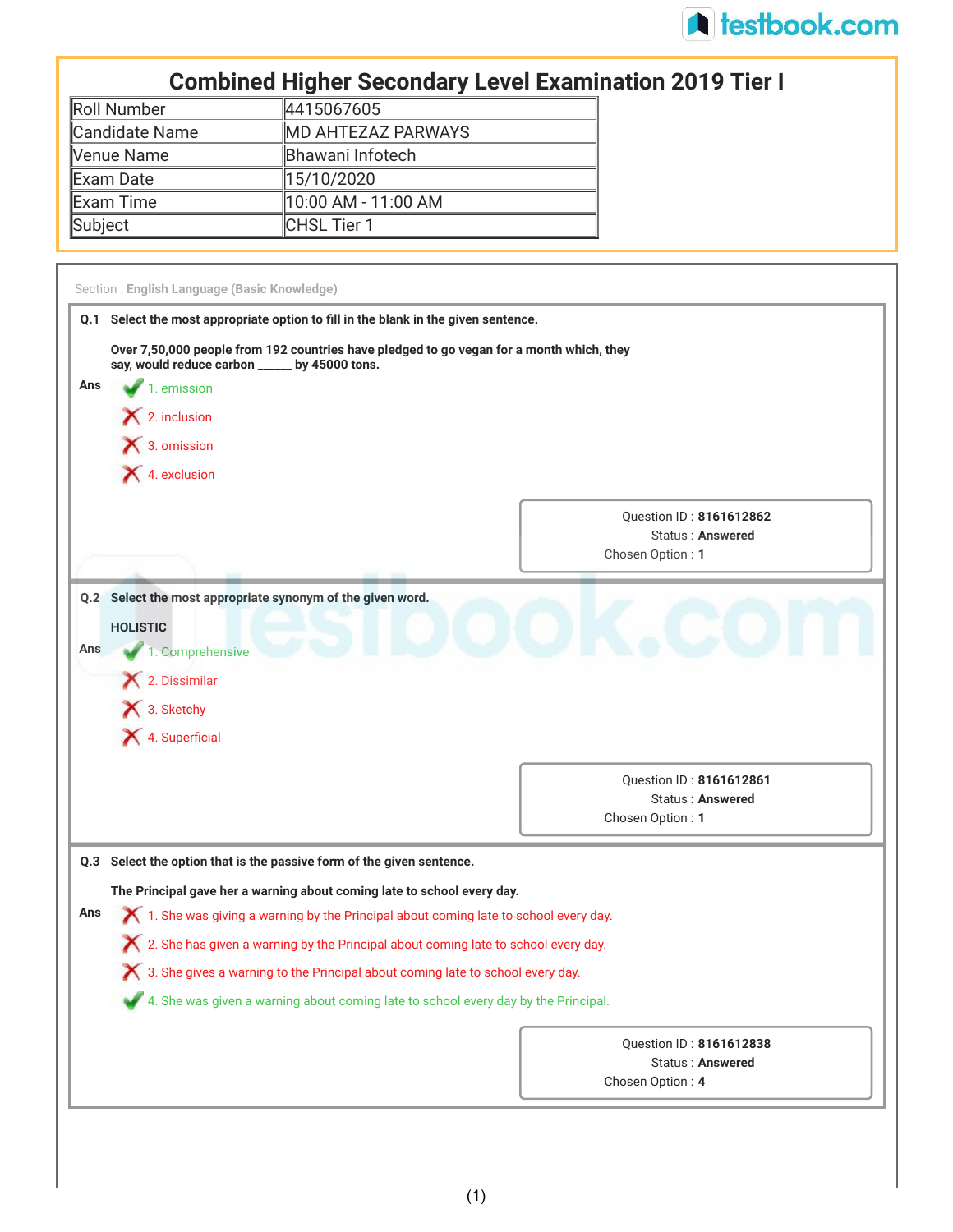# Combined Higher Secondary Level Examination 2019 Tier I

| Roll Number | 4415067605 |
|---|---|
| Candidate Name | MD AHTEZAZ PARWAYS |
| Venue Name | Bhawani Infotech |
| Exam Date | 15/10/2020 |
| Exam Time | 10:00 AM - 11:00 AM |
| Subject | CHSL Tier 1 |

Section : **English Language (Basic Knowledge)**

**Q.1 Select the most appropriate option to fill in the blank in the given sentence.**

**Over 7,50,000 people from 192 countries have pledged to go vegan for a month which, they say, would reduce carbon ______ by 45000 tons.**

**Ans**

1. emission ✔
2. inclusion ✘
3. omission ✘
4. exclusion ✘

Question ID : **8161612862**
Status : **Answered**
Chosen Option : **1**

**Q.2 Select the most appropriate synonym of the given word.**

**HOLISTIC**

**Ans**

1. Comprehensive ✔
2. Dissimilar ✘
3. Sketchy ✘
4. Superficial ✘

Question ID : **8161612861**
Status : **Answered**
Chosen Option : **1**

**Q.3 Select the option that is the passive form of the given sentence.**

**The Principal gave her a warning about coming late to school every day.**

**Ans**

1. She was giving a warning by the Principal about coming late to school every day. ✘
2. She has given a warning by the Principal about coming late to school every day. ✘
3. She gives a warning to the Principal about coming late to school every day. ✘
4. She was given a warning about coming late to school every day by the Principal. ✔

Question ID : **8161612838**
Status : **Answered**
Chosen Option : **4**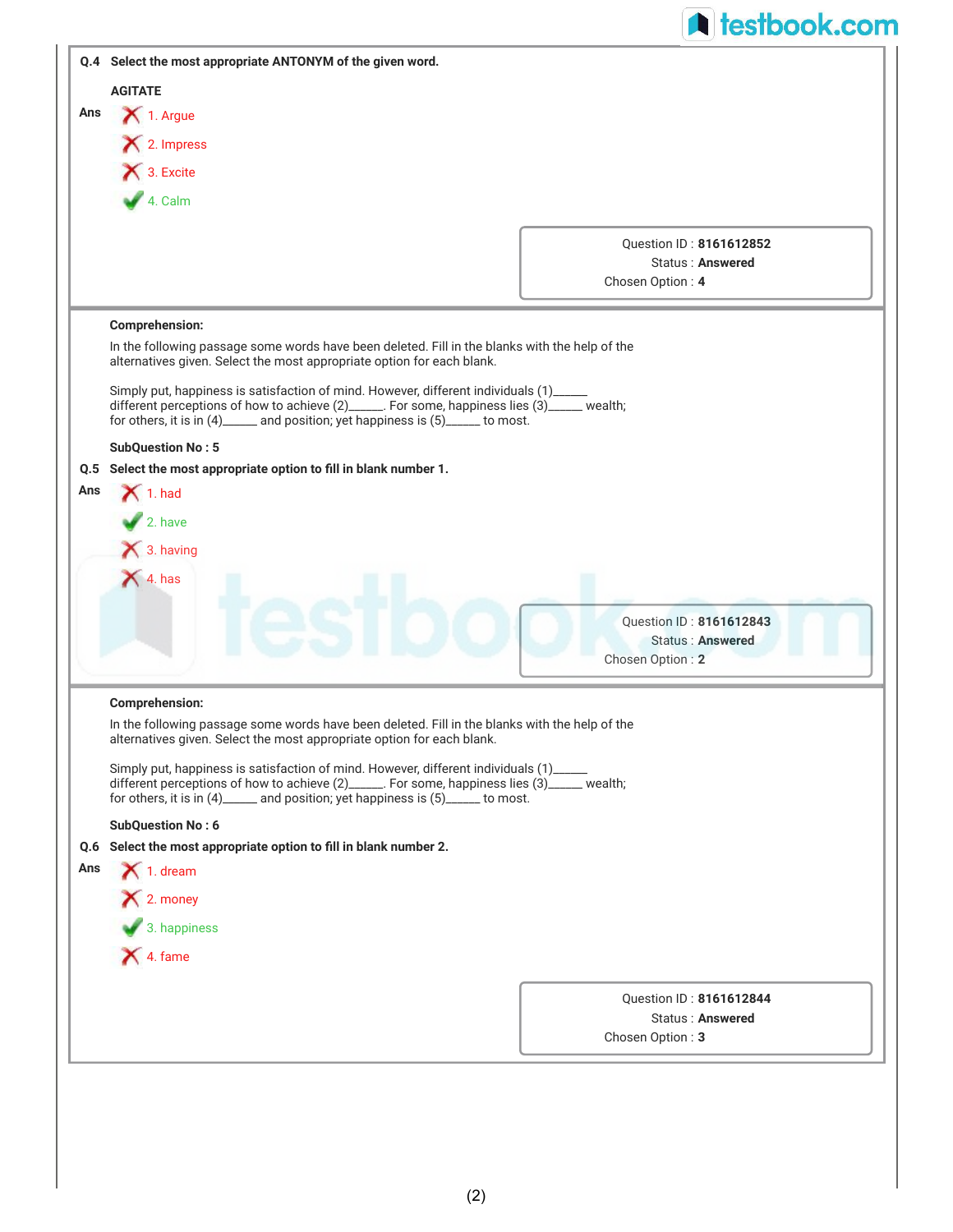**Q.4 Select the most appropriate ANTONYM of the given word.**

AGITATE

**Ans**

1. Argue ✗
2. Impress ✗
3. Excite ✗
4. Calm ✓

Question ID : **8161612852**
Status : **Answered**
Chosen Option : **4**

---

**Comprehension:**

In the following passage some words have been deleted. Fill in the blanks with the help of the alternatives given. Select the most appropriate option for each blank.

Simply put, happiness is satisfaction of mind. However, different individuals (1)______ different perceptions of how to achieve (2)______. For some, happiness lies (3)______ wealth; for others, it is in (4)______ and position; yet happiness is (5)______ to most.

**SubQuestion No : 5**

**Q.5 Select the most appropriate option to fill in blank number 1.**

**Ans**

1. had ✗
2. have ✓
3. having ✗
4. has ✗

Question ID : **8161612843**
Status : **Answered**
Chosen Option : **2**

---

**Comprehension:**

In the following passage some words have been deleted. Fill in the blanks with the help of the alternatives given. Select the most appropriate option for each blank.

Simply put, happiness is satisfaction of mind. However, different individuals (1)______ different perceptions of how to achieve (2)______. For some, happiness lies (3)______ wealth; for others, it is in (4)______ and position; yet happiness is (5)______ to most.

**SubQuestion No : 6**

**Q.6 Select the most appropriate option to fill in blank number 2.**

**Ans**

1. dream ✗
2. money ✗
3. happiness ✓
4. fame ✗

Question ID : **8161612844**
Status : **Answered**
Chosen Option : **3**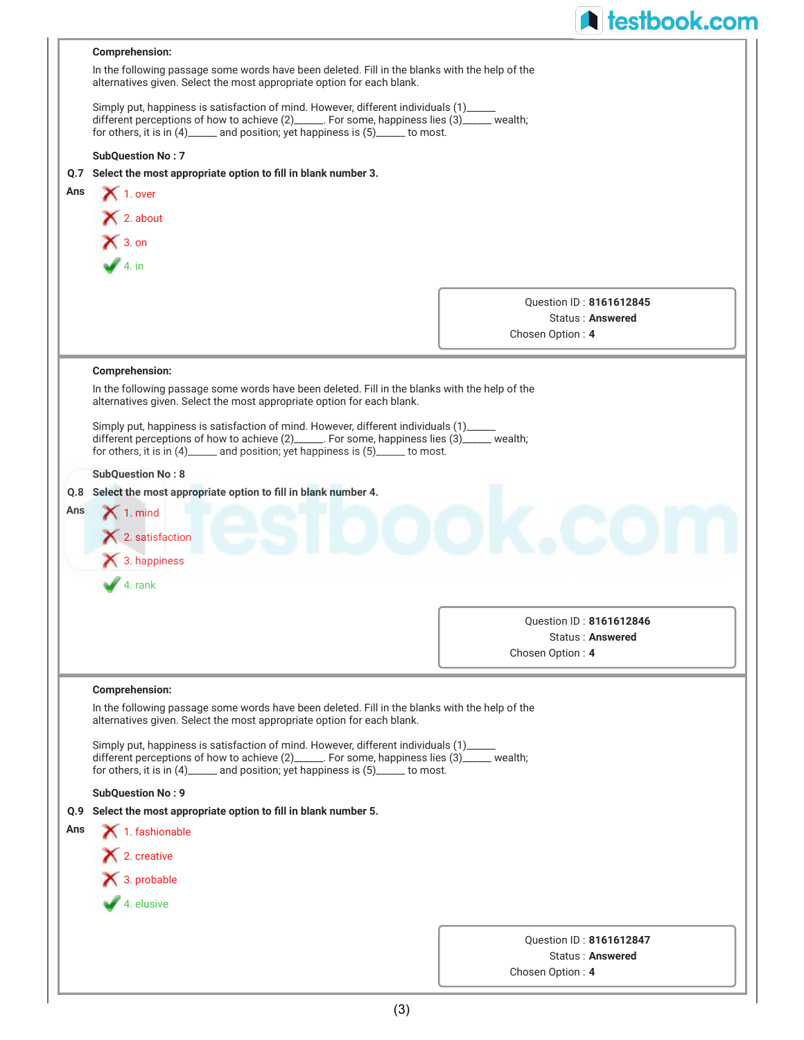**Comprehension:**

In the following passage some words have been deleted. Fill in the blanks with the help of the alternatives given. Select the most appropriate option for each blank.

Simply put, happiness is satisfaction of mind. However, different individuals (1)______ different perceptions of how to achieve (2)______. For some, happiness lies (3)______ wealth; for others, it is in (4)______ and position; yet happiness is (5)______ to most.

**SubQuestion No : 7**

**Q.7 Select the most appropriate option to fill in blank number 3.**

**Ans**

✗ 1. over

✗ 2. about

✗ 3. on

✓ 4. in

Question ID : **8161612845**
Status : **Answered**
Chosen Option : **4**

---

**Comprehension:**

In the following passage some words have been deleted. Fill in the blanks with the help of the alternatives given. Select the most appropriate option for each blank.

Simply put, happiness is satisfaction of mind. However, different individuals (1)______ different perceptions of how to achieve (2)______. For some, happiness lies (3)______ wealth; for others, it is in (4)______ and position; yet happiness is (5)______ to most.

**SubQuestion No : 8**

**Q.8 Select the most appropriate option to fill in blank number 4.**

**Ans**

✗ 1. mind

✗ 2. satisfaction

✗ 3. happiness

✓ 4. rank

Question ID : **8161612846**
Status : **Answered**
Chosen Option : **4**

---

**Comprehension:**

In the following passage some words have been deleted. Fill in the blanks with the help of the alternatives given. Select the most appropriate option for each blank.

Simply put, happiness is satisfaction of mind. However, different individuals (1)______ different perceptions of how to achieve (2)______. For some, happiness lies (3)______ wealth; for others, it is in (4)______ and position; yet happiness is (5)______ to most.

**SubQuestion No : 9**

**Q.9 Select the most appropriate option to fill in blank number 5.**

**Ans**

✗ 1. fashionable

✗ 2. creative

✗ 3. probable

✓ 4. elusive

Question ID : **8161612847**
Status : **Answered**
Chosen Option : **4**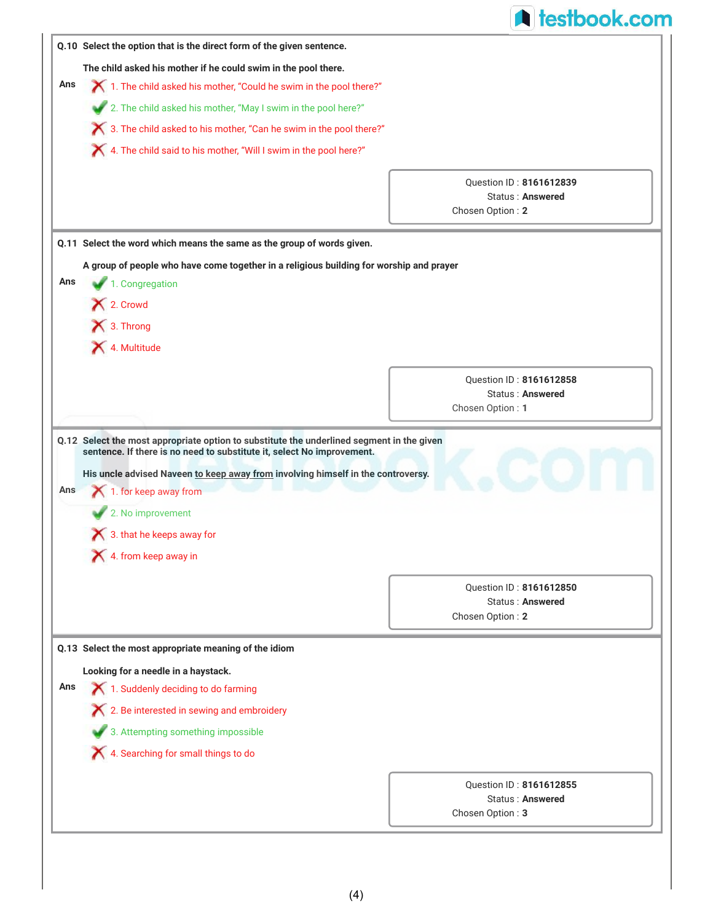**Q.10** Select the option that is the direct form of the given sentence.

The child asked his mother if he could swim in the pool there.

Ans

1. The child asked his mother, "Could he swim in the pool there?" ✗
2. The child asked his mother, "May I swim in the pool here?" ✓
3. The child asked to his mother, "Can he swim in the pool there?" ✗
4. The child said to his mother, "Will I swim in the pool here?" ✗

Question ID : **8161612839**
Status : **Answered**
Chosen Option : **2**

---

**Q.11** Select the word which means the same as the group of words given.

A group of people who have come together in a religious building for worship and prayer

Ans

1. Congregation ✓
2. Crowd ✗
3. Throng ✗
4. Multitude ✗

Question ID : **8161612858**
Status : **Answered**
Chosen Option : **1**

---

**Q.12** Select the most appropriate option to substitute the underlined segment in the given sentence. If there is no need to substitute it, select No improvement.

His uncle advised Naveen <u>to keep away from</u> involving himself in the controversy.

Ans

1. for keep away from ✗
2. No improvement ✓
3. that he keeps away for ✗
4. from keep away in ✗

Question ID : **8161612850**
Status : **Answered**
Chosen Option : **2**

---

**Q.13** Select the most appropriate meaning of the idiom

Looking for a needle in a haystack.

Ans

1. Suddenly deciding to do farming ✗
2. Be interested in sewing and embroidery ✗
3. Attempting something impossible ✓
4. Searching for small things to do ✗

Question ID : **8161612855**
Status : **Answered**
Chosen Option : **3**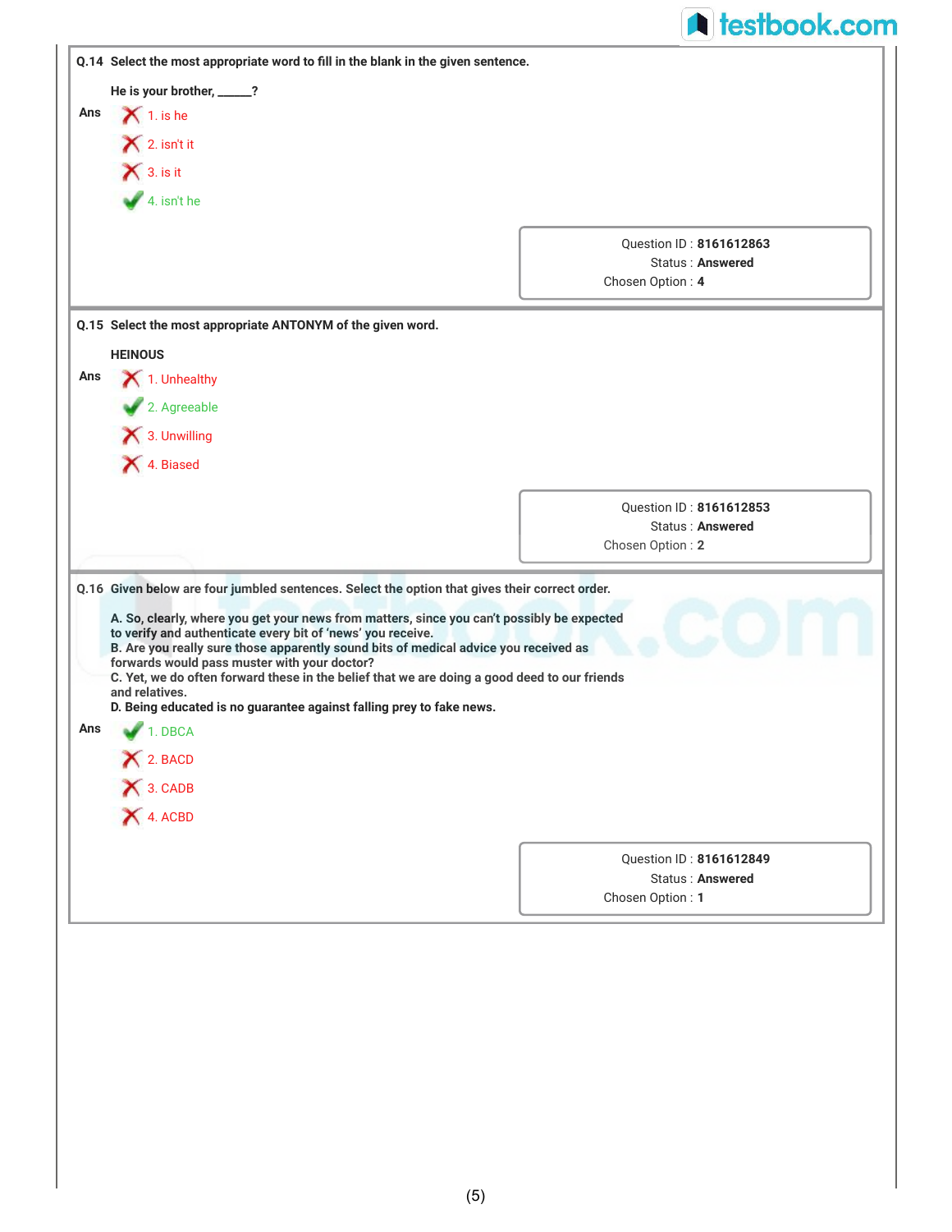**Q.14 Select the most appropriate word to fill in the blank in the given sentence.**

**He is your brother, _____?**

**Ans**

1. is he ✗
2. isn't it ✗
3. is it ✗
4. isn't he ✓

Question ID : **8161612863**
Status : **Answered**
Chosen Option : **4**

---

**Q.15 Select the most appropriate ANTONYM of the given word.**

**HEINOUS**

**Ans**

1. Unhealthy ✗
2. Agreeable ✓
3. Unwilling ✗
4. Biased ✗

Question ID : **8161612853**
Status : **Answered**
Chosen Option : **2**

---

**Q.16 Given below are four jumbled sentences. Select the option that gives their correct order.**

**A. So, clearly, where you get your news from matters, since you can't possibly be expected to verify and authenticate every bit of 'news' you receive.**
**B. Are you really sure those apparently sound bits of medical advice you received as forwards would pass muster with your doctor?**
**C. Yet, we do often forward these in the belief that we are doing a good deed to our friends and relatives.**
**D. Being educated is no guarantee against falling prey to fake news.**

**Ans**

1. DBCA ✓
2. BACD ✗
3. CADB ✗
4. ACBD ✗

Question ID : **8161612849**
Status : **Answered**
Chosen Option : **1**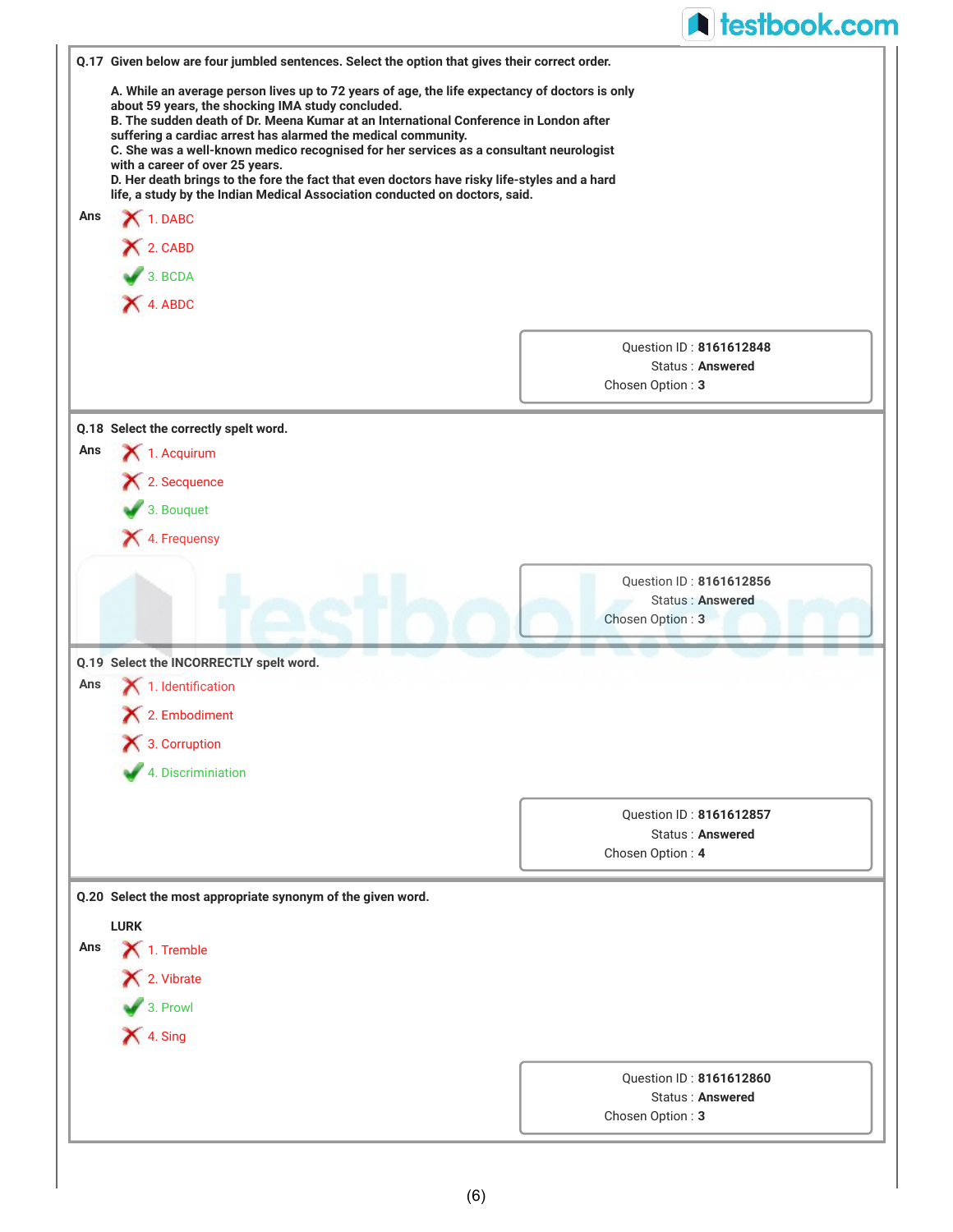**Q.17** Given below are four jumbled sentences. Select the option that gives their correct order.

A. While an average person lives up to 72 years of age, the life expectancy of doctors is only about 59 years, the shocking IMA study concluded.
B. The sudden death of Dr. Meena Kumar at an International Conference in London after suffering a cardiac arrest has alarmed the medical community.
C. She was a well-known medico recognised for her services as a consultant neurologist with a career of over 25 years.
D. Her death brings to the fore the fact that even doctors have risky life-styles and a hard life, a study by the Indian Medical Association conducted on doctors, said.

**Ans**

- ✗ 1. DABC
- ✗ 2. CABD
- ✓ 3. BCDA
- ✗ 4. ABDC

Question ID : **8161612848**
Status : **Answered**
Chosen Option : **3**

---

**Q.18** Select the correctly spelt word.

**Ans**

- ✗ 1. Acquirum
- ✗ 2. Secquence
- ✓ 3. Bouquet
- ✗ 4. Frequensy

Question ID : **8161612856**
Status : **Answered**
Chosen Option : **3**

---

**Q.19** Select the INCORRECTLY spelt word.

**Ans**

- ✗ 1. Identification
- ✗ 2. Embodiment
- ✗ 3. Corruption
- ✓ 4. Discriminiation

Question ID : **8161612857**
Status : **Answered**
Chosen Option : **4**

---

**Q.20** Select the most appropriate synonym of the given word.

LURK

**Ans**

- ✗ 1. Tremble
- ✗ 2. Vibrate
- ✓ 3. Prowl
- ✗ 4. Sing

Question ID : **8161612860**
Status : **Answered**
Chosen Option : **3**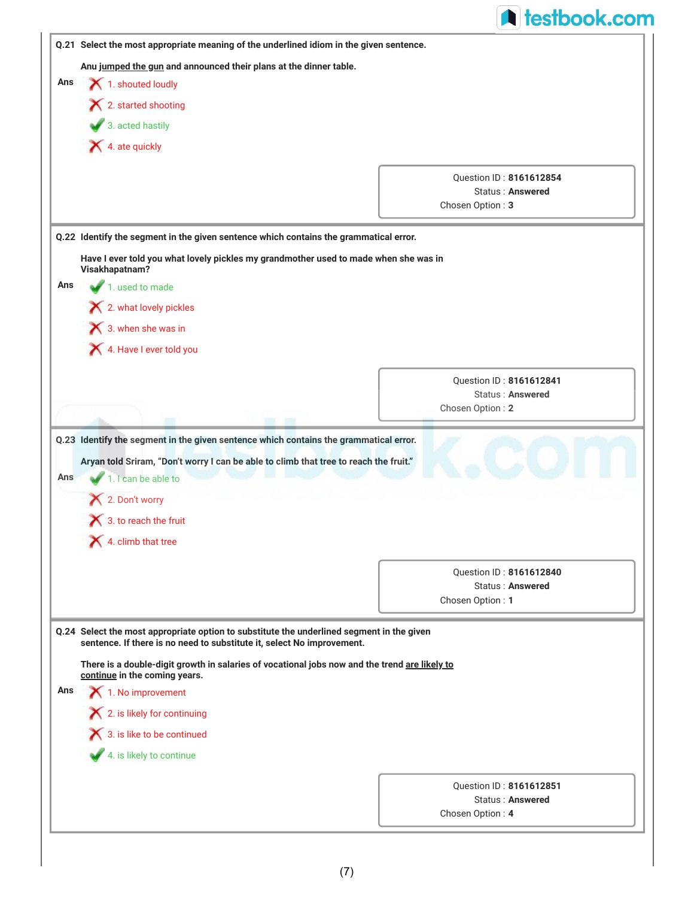**Q.21** Select the most appropriate meaning of the underlined idiom in the given sentence.

Anu <u>jumped the gun</u> and announced their plans at the dinner table.

Ans

- ✗ 1. shouted loudly
- ✗ 2. started shooting
- ✓ 3. acted hastily
- ✗ 4. ate quickly

Question ID : **8161612854**
Status : **Answered**
Chosen Option : **3**

---

**Q.22** Identify the segment in the given sentence which contains the grammatical error.

Have I ever told you what lovely pickles my grandmother used to made when she was in Visakhapatnam?

Ans

- ✓ 1. used to made
- ✗ 2. what lovely pickles
- ✗ 3. when she was in
- ✗ 4. Have I ever told you

Question ID : **8161612841**
Status : **Answered**
Chosen Option : **2**

---

**Q.23** Identify the segment in the given sentence which contains the grammatical error.

Aryan told Sriram, "Don't worry I can be able to climb that tree to reach the fruit."

Ans

- ✓ 1. I can be able to
- ✗ 2. Don't worry
- ✗ 3. to reach the fruit
- ✗ 4. climb that tree

Question ID : **8161612840**
Status : **Answered**
Chosen Option : **1**

---

**Q.24** Select the most appropriate option to substitute the underlined segment in the given sentence. If there is no need to substitute it, select No improvement.

There is a double-digit growth in salaries of vocational jobs now and the trend <u>are likely to continue</u> in the coming years.

Ans

- ✗ 1. No improvement
- ✗ 2. is likely for continuing
- ✗ 3. is like to be continued
- ✓ 4. is likely to continue

Question ID : **8161612851**
Status : **Answered**
Chosen Option : **4**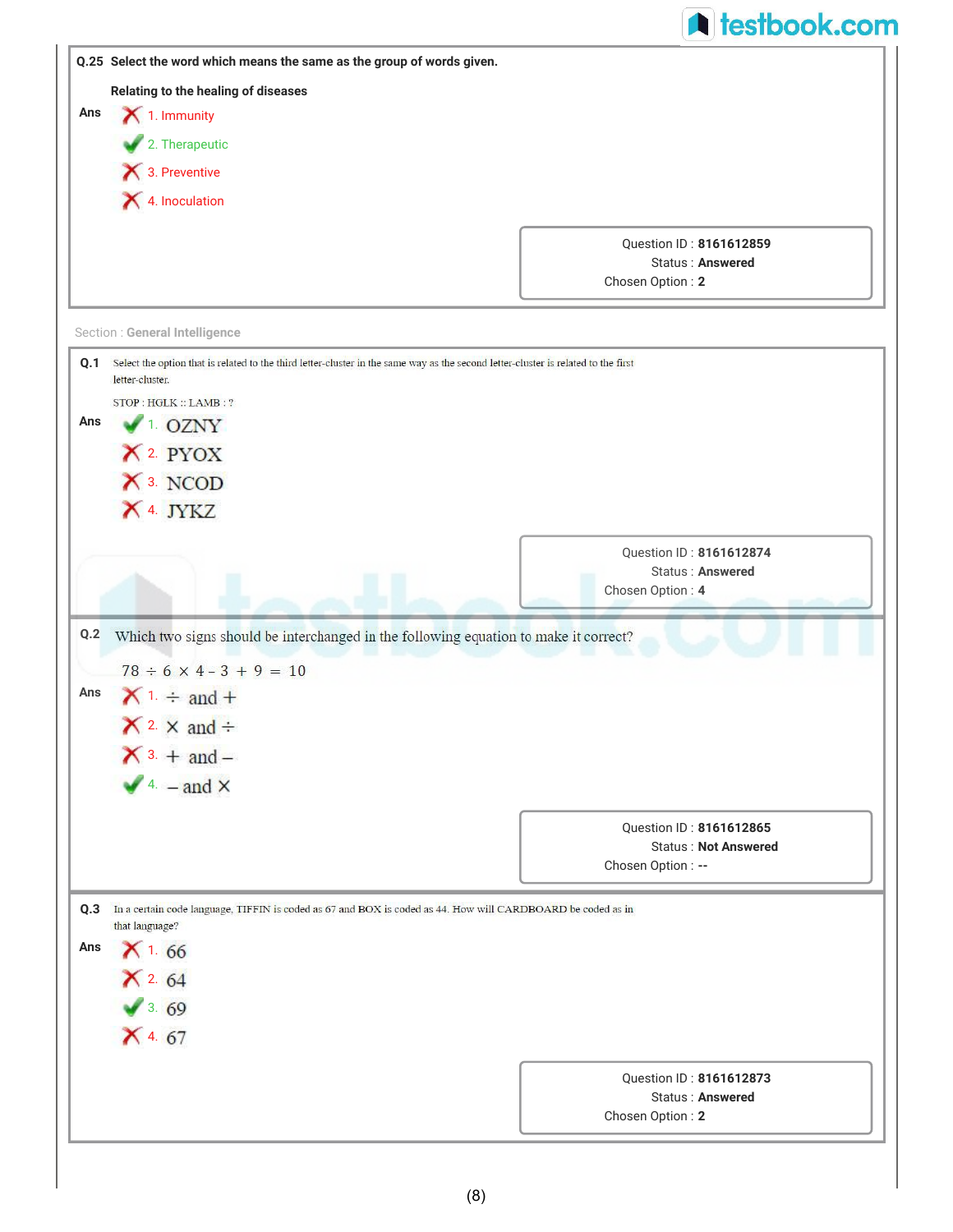**Q.25** Select the word which means the same as the group of words given.

Relating to the healing of diseases

**Ans**

✗ 1. Immunity

✓ 2. Therapeutic

✗ 3. Preventive

✗ 4. Inoculation

Question ID : **8161612859**
Status : **Answered**
Chosen Option : **2**

Section : **General Intelligence**

**Q.1** Select the option that is related to the third letter-cluster in the same way as the second letter-cluster is related to the first letter-cluster.

STOP : HGLK :: LAMB : ?

**Ans**

✓ 1. OZNY

✗ 2. PYOX

✗ 3. NCOD

✗ 4. JYKZ

Question ID : **8161612874**
Status : **Answered**
Chosen Option : **4**

**Q.2** Which two signs should be interchanged in the following equation to make it correct?

$78 \div 6 \times 4 - 3 + 9 = 10$

**Ans**

✗ 1. $\div$ and $+$

✗ 2. $\times$ and $\div$

✗ 3. $+$ and $-$

✓ 4. $-$ and $\times$

Question ID : **8161612865**
Status : **Not Answered**
Chosen Option : **--**

**Q.3** In a certain code language, TIFFIN is coded as 67 and BOX is coded as 44. How will CARDBOARD be coded as in that language?

**Ans**

✗ 1. 66

✗ 2. 64

✓ 3. 69

✗ 4. 67

Question ID : **8161612873**
Status : **Answered**
Chosen Option : **2**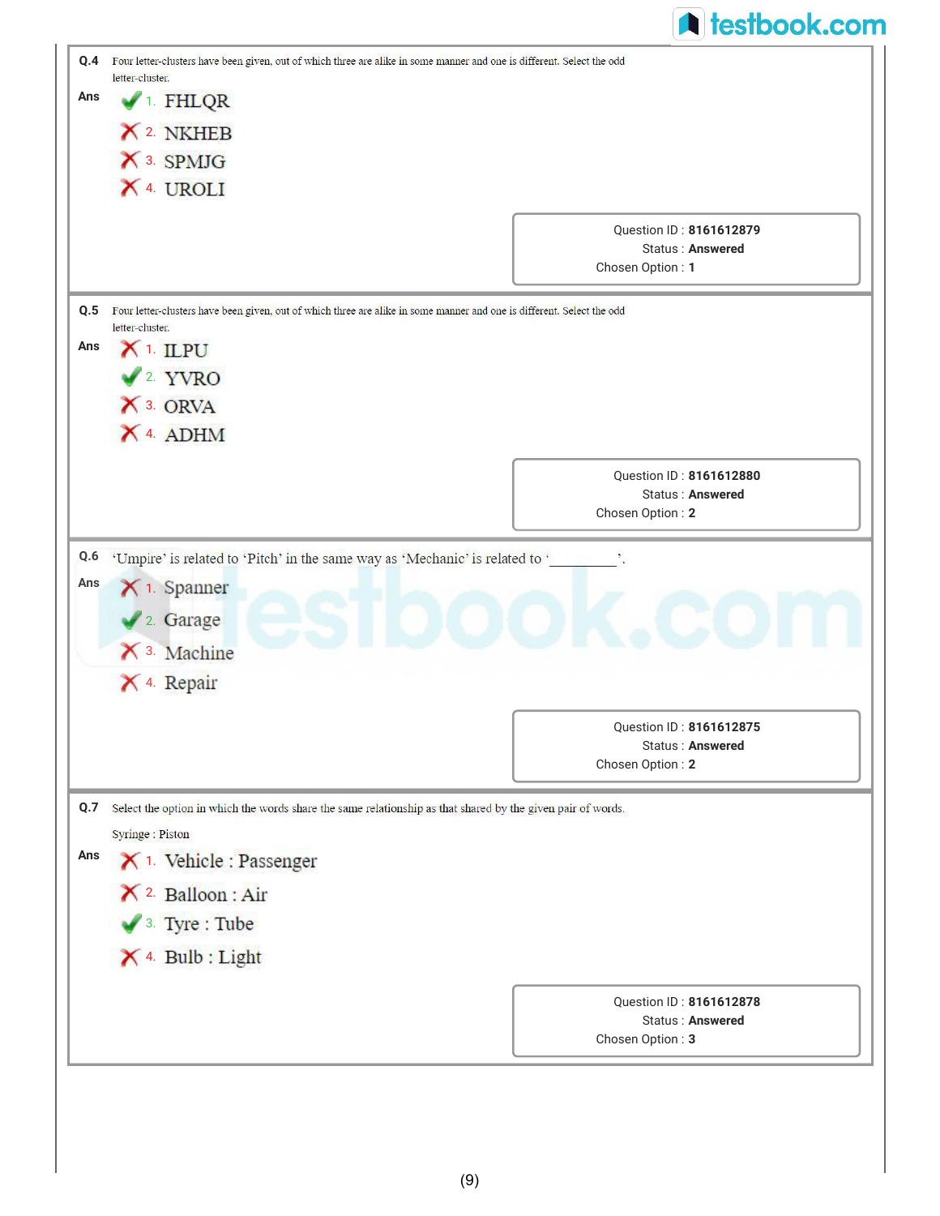**Q.4** Four letter-clusters have been given, out of which three are alike in some manner and one is different. Select the odd letter-cluster.

**Ans**

✔ 1. FHLQR

✘ 2. NKHEB

✘ 3. SPMJG

✘ 4. UROLI

Question ID : **8161612879**
Status : **Answered**
Chosen Option : **1**

---

**Q.5** Four letter-clusters have been given, out of which three are alike in some manner and one is different. Select the odd letter-cluster.

**Ans**

✘ 1. ILPU

✔ 2. YVRO

✘ 3. ORVA

✘ 4. ADHM

Question ID : **8161612880**
Status : **Answered**
Chosen Option : **2**

---

**Q.6** 'Umpire' is related to 'Pitch' in the same way as 'Mechanic' is related to '________'.

**Ans**

✘ 1. Spanner

✔ 2. Garage

✘ 3. Machine

✘ 4. Repair

Question ID : **8161612875**
Status : **Answered**
Chosen Option : **2**

---

**Q.7** Select the option in which the words share the same relationship as that shared by the given pair of words.

Syringe : Piston

**Ans**

✘ 1. Vehicle : Passenger

✘ 2. Balloon : Air

✔ 3. Tyre : Tube

✘ 4. Bulb : Light

Question ID : **8161612878**
Status : **Answered**
Chosen Option : **3**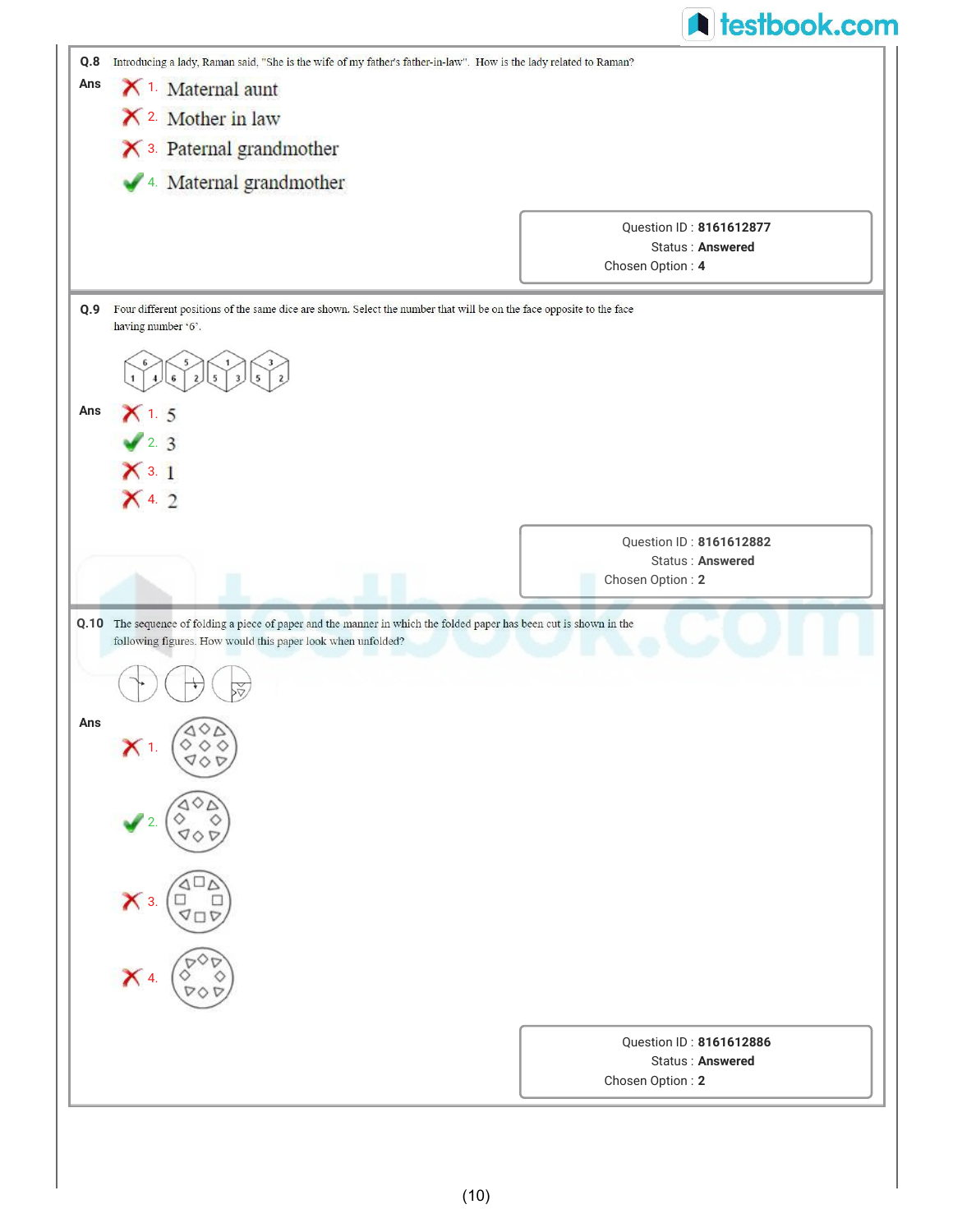**Q.8** Introducing a lady, Raman said, "She is the wife of my father's father-in-law". How is the lady related to Raman?

**Ans**

✗ 1. Maternal aunt

✗ 2. Mother in law

✗ 3. Paternal grandmother

✓ 4. Maternal grandmother

Question ID : **8161612877**
Status : **Answered**
Chosen Option : **4**

**Q.9** Four different positions of the same dice are shown. Select the number that will be on the face opposite to the face having number '6'.

**Ans**

✗ 1. 5

✓ 2. 3

✗ 3. 1

✗ 4. 2

Question ID : **8161612882**
Status : **Answered**
Chosen Option : **2**

**Q.10** The sequence of folding a piece of paper and the manner in which the folded paper has been cut is shown in the following figures. How would this paper look when unfolded?

**Ans**

✗ 1.

✓ 2.

✗ 3.

✗ 4.

Question ID : **8161612886**
Status : **Answered**
Chosen Option : **2**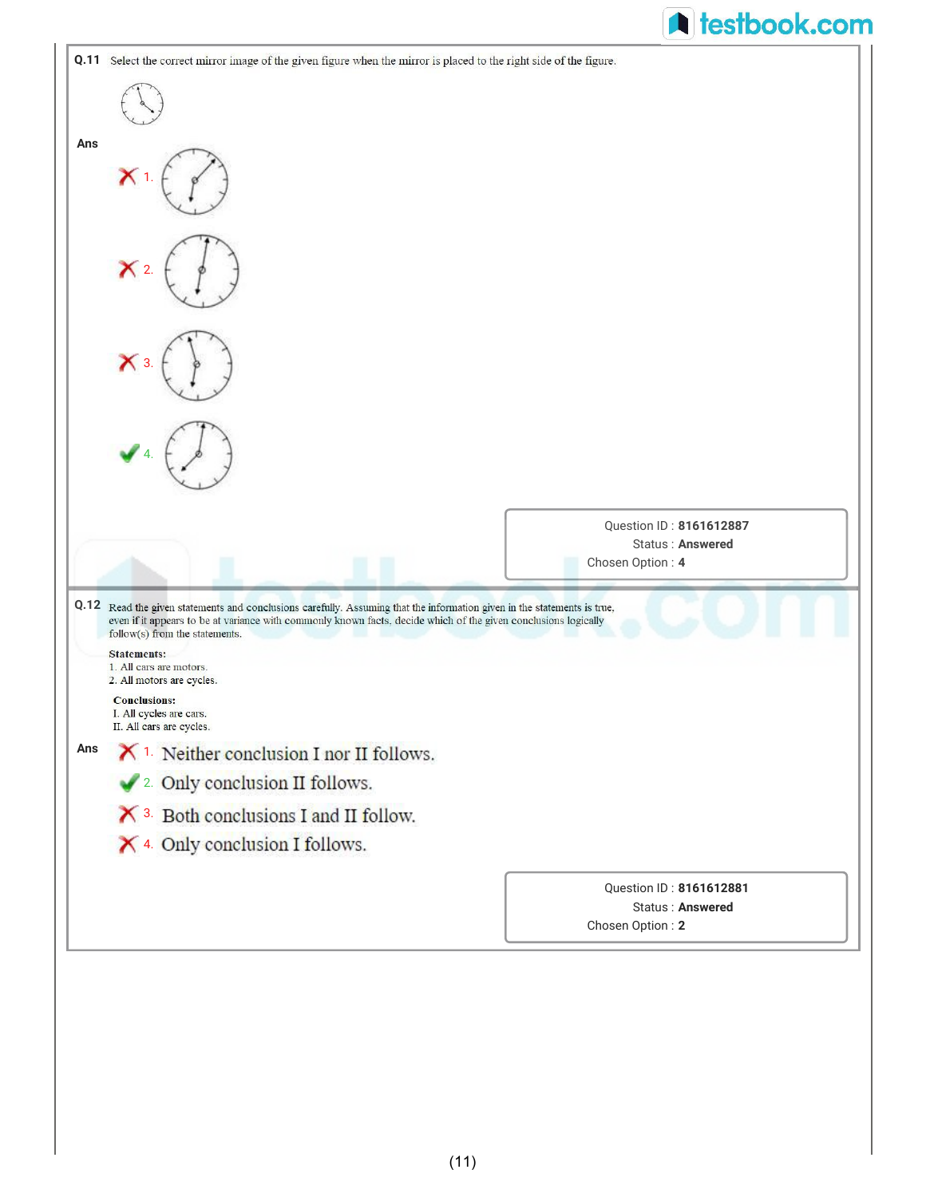**Q.11** Select the correct mirror image of the given figure when the mirror is placed to the right side of the figure.

**Ans**

✗ 1.

✗ 2.

✗ 3.

✓ 4.

Question ID : **8161612887**
Status : **Answered**
Chosen Option : **4**

**Q.12** Read the given statements and conclusions carefully. Assuming that the information given in the statements is true, even if it appears to be at variance with commonly known facts, decide which of the given conclusions logically follow(s) from the statements.

**Statements:**
1. All cars are motors.
2. All motors are cycles.

**Conclusions:**
I. All cycles are cars.
II. All cars are cycles.

**Ans**

✗ 1. Neither conclusion I nor II follows.

✓ 2. Only conclusion II follows.

✗ 3. Both conclusions I and II follow.

✗ 4. Only conclusion I follows.

Question ID : **8161612881**
Status : **Answered**
Chosen Option : **2**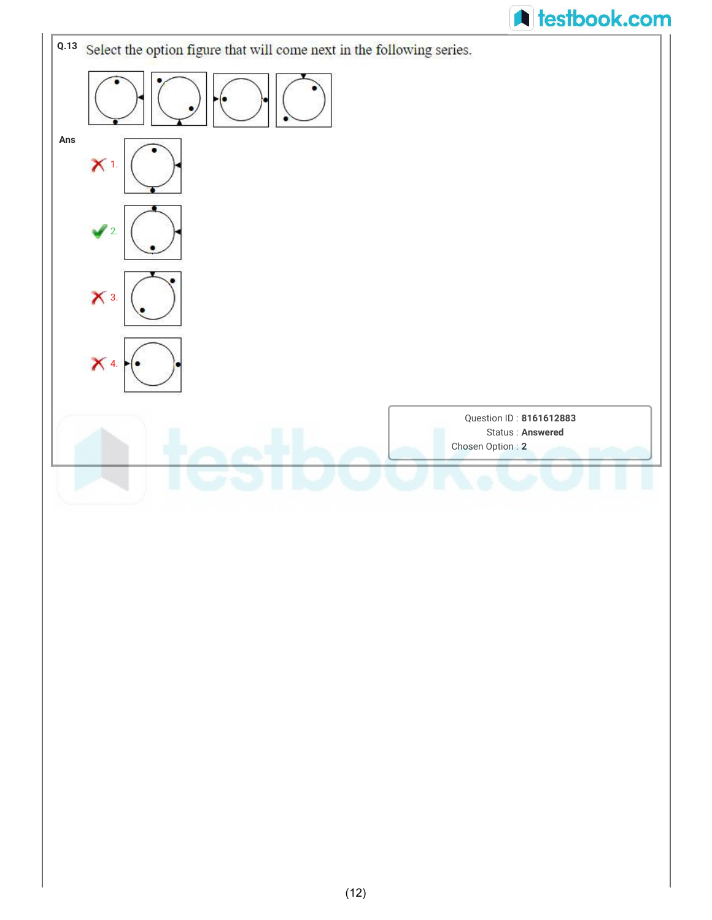**Q.13** Select the option figure that will come next in the following series.

**Ans**

✗ 1.

✓ 2.

✗ 3.

✗ 4.

Question ID : **8161612883**
Status : **Answered**
Chosen Option : **2**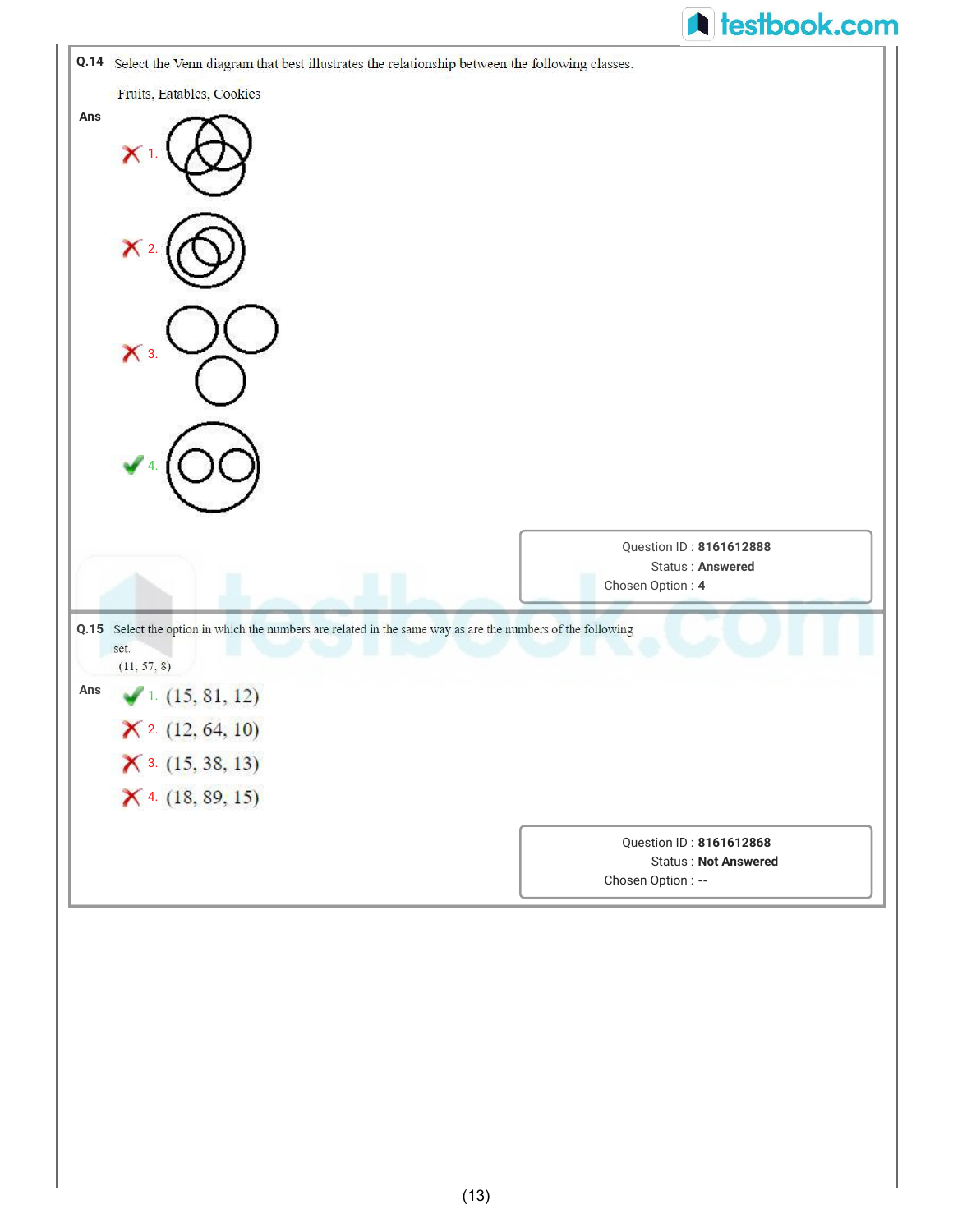**Q.14** Select the Venn diagram that best illustrates the relationship between the following classes.

Fruits, Eatables, Cookies

**Ans**

✗ 1.

✗ 2.

✗ 3.

✓ 4.

Question ID : **8161612888**
Status : **Answered**
Chosen Option : **4**

---

**Q.15** Select the option in which the numbers are related in the same way as are the numbers of the following set.

(11, 57, 8)

**Ans**

✓ 1. (15, 81, 12)

✗ 2. (12, 64, 10)

✗ 3. (15, 38, 13)

✗ 4. (18, 89, 15)

Question ID : **8161612868**
Status : **Not Answered**
Chosen Option : **--**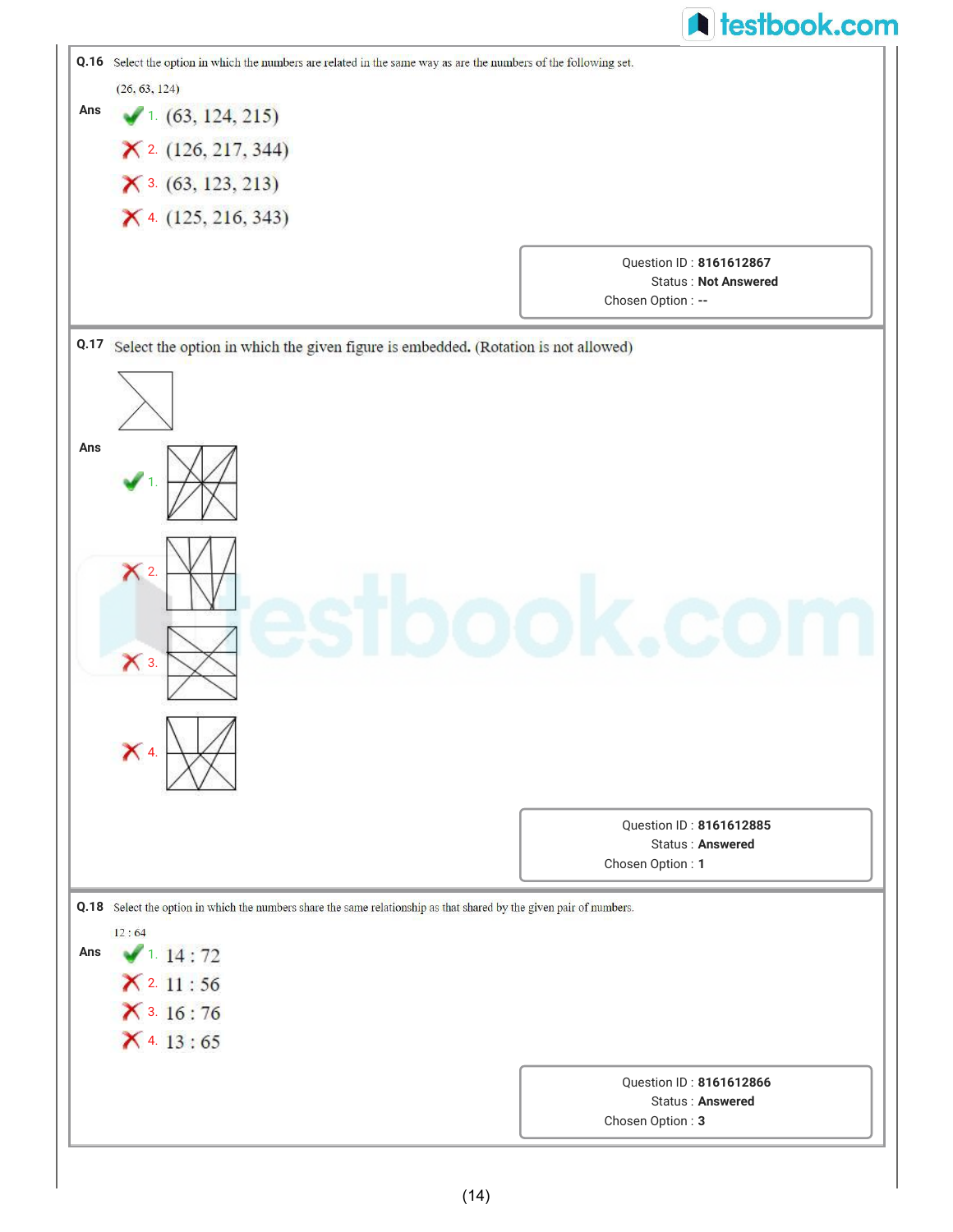**Q.16** Select the option in which the numbers are related in the same way as are the numbers of the following set.

(26, 63, 124)

**Ans**

✔ 1. (63, 124, 215)

✘ 2. (126, 217, 344)

✘ 3. (63, 123, 213)

✘ 4. (125, 216, 343)

Question ID : **8161612867**
Status : **Not Answered**
Chosen Option : **--**

**Q.17** Select the option in which the given figure is embedded. (Rotation is not allowed)

**Ans**

✔ 1.

✘ 2.

✘ 3.

✘ 4.

Question ID : **8161612885**
Status : **Answered**
Chosen Option : **1**

**Q.18** Select the option in which the numbers share the same relationship as that shared by the given pair of numbers.

12 : 64

**Ans**

✔ 1. 14 : 72

✘ 2. 11 : 56

✘ 3. 16 : 76

✘ 4. 13 : 65

Question ID : **8161612866**
Status : **Answered**
Chosen Option : **3**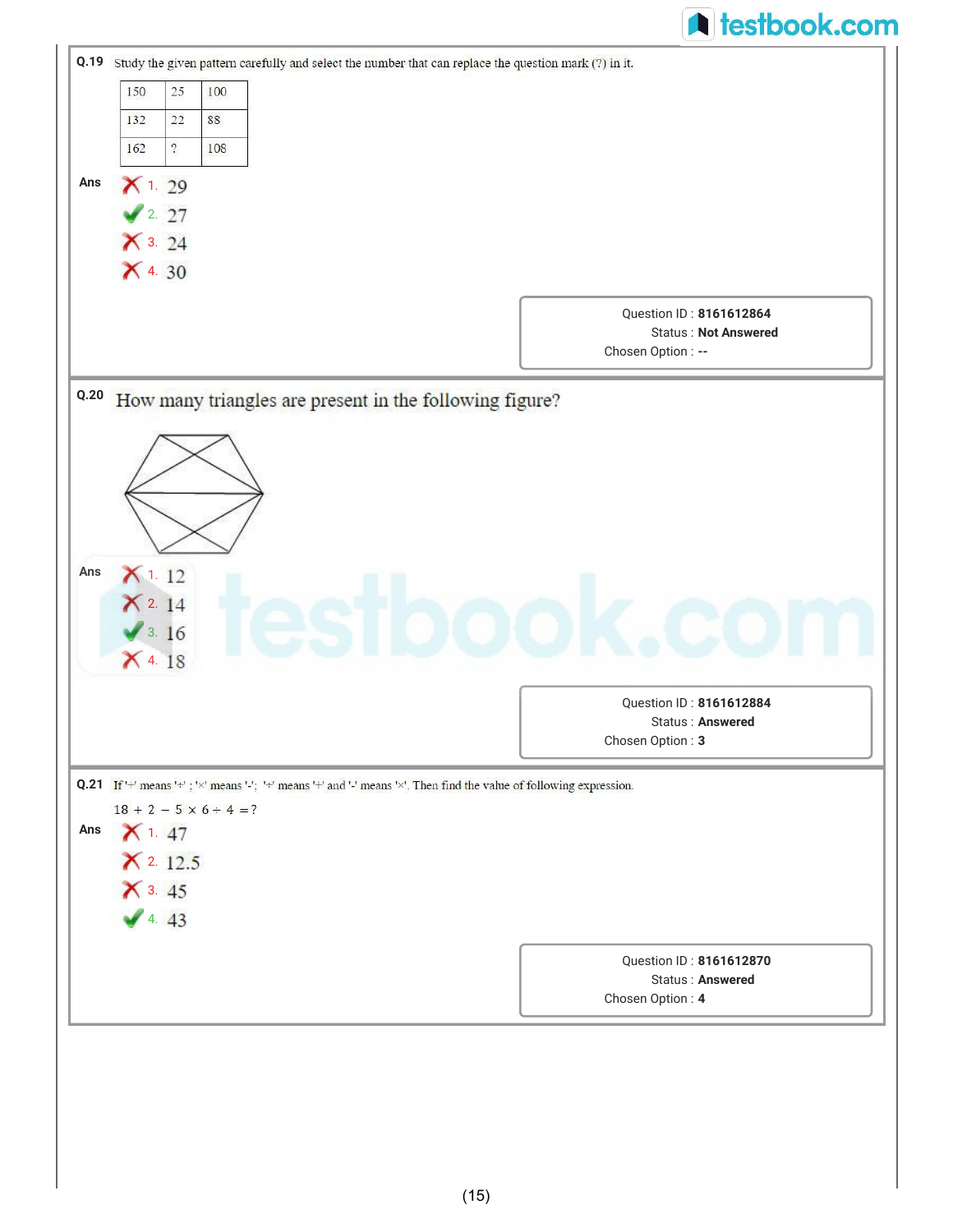**Q.19** Study the given pattern carefully and select the number that can replace the question mark (?) in it.

| 150 | 25 | 100 |
|---|---|---|
| 132 | 22 | 88 |
| 162 | ? | 108 |

**Ans**

1. 29 ✗
2. 27 ✓
3. 24 ✗
4. 30 ✗

Question ID : **8161612864**
Status : **Not Answered**
Chosen Option : **--**

---

**Q.20** How many triangles are present in the following figure?

**Ans**

1. 12 ✗
2. 14 ✗
3. 16 ✓
4. 18 ✗

Question ID : **8161612884**
Status : **Answered**
Chosen Option : **3**

---

**Q.21** If '+' means '÷' ; '×' means '-'; '÷' means '+' and '-' means '×'. Then find the value of following expression.

$18 + 2 - 5 \times 6 \div 4 = ?$

**Ans**

1. 47 ✗
2. 12.5 ✗
3. 45 ✗
4. 43 ✓

Question ID : **8161612870**
Status : **Answered**
Chosen Option : **4**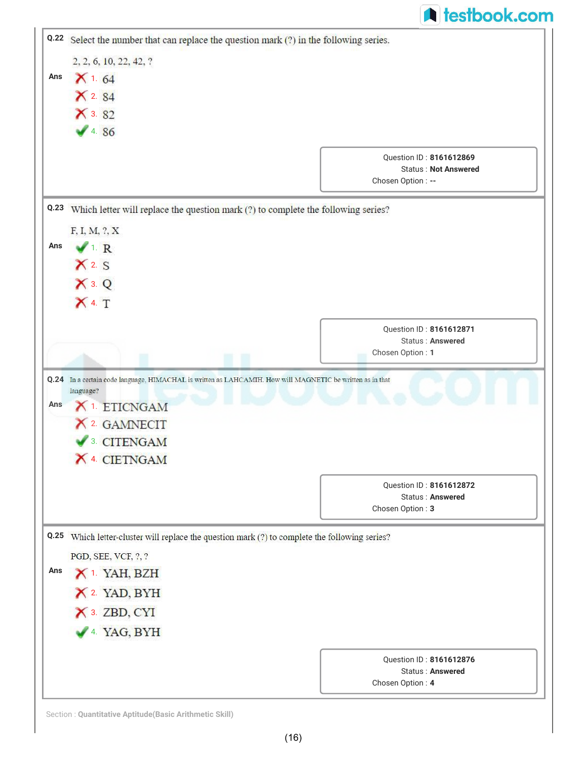**Q.22** Select the number that can replace the question mark (?) in the following series.

2, 2, 6, 10, 22, 42, ?

**Ans**

✗ 1. 64

✗ 2. 84

✗ 3. 82

✓ 4. 86

Question ID : **8161612869**
Status : **Not Answered**
Chosen Option : **--**

---

**Q.23** Which letter will replace the question mark (?) to complete the following series?

F, I, M, ?, X

**Ans**

✓ 1. R

✗ 2. S

✗ 3. Q

✗ 4. T

Question ID : **8161612871**
Status : **Answered**
Chosen Option : **1**

---

**Q.24** In a certain code language, HIMACHAL is written as LAHCAMIH. How will MAGNETIC be written as in that language?

**Ans**

✗ 1. ETICNGAM

✗ 2. GAMNECIT

✓ 3. CITENGAM

✗ 4. CIETNGAM

Question ID : **8161612872**
Status : **Answered**
Chosen Option : **3**

---

**Q.25** Which letter-cluster will replace the question mark (?) to complete the following series?

PGD, SEE, VCF, ?, ?

**Ans**

✗ 1. YAH, BZH

✗ 2. YAD, BYH

✗ 3. ZBD, CYI

✓ 4. YAG, BYH

Question ID : **8161612876**
Status : **Answered**
Chosen Option : **4**

---

Section : **Quantitative Aptitude(Basic Arithmetic Skill)**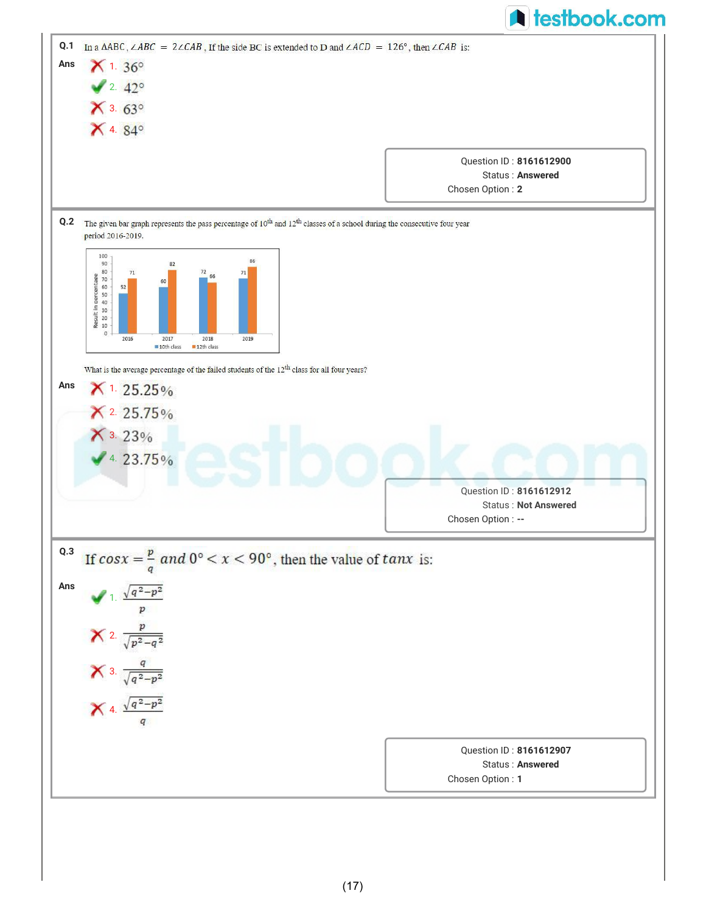**Q.1** In a ΔABC, $\angle ABC = 2\angle CAB$, If the side BC is extended to D and $\angle ACD = 126°$, then $\angle CAB$ is:

**Ans**

✗ 1. 36°

✓ 2. 42°

✗ 3. 63°

✗ 4. 84°

Question ID : **8161612900**
Status : **Answered**
Chosen Option : **2**

---

**Q.2** The given bar graph represents the pass percentage of 10[th] and 12[th] classes of a school during the consecutive four year period 2016-2019.

| Year | 10th class | 12th class |
|---|---|---|
| 2016 | 52 | 71 |
| 2017 | 60 | 82 |
| 2018 | 72 | 66 |
| 2019 | 71 | 86 |

What is the average percentage of the failed students of the 12[th] class for all four years?

**Ans**

✗ 1. 25.25%

✗ 2. 25.75%

✗ 3. 23%

✓ 4. 23.75%

Question ID : **8161612912**
Status : **Not Answered**
Chosen Option : **--**

---

**Q.3** If $\cos x = \frac{p}{q}$ and $0° < x < 90°$, then the value of $\tan x$ is:

**Ans**

✓ 1. $\frac{\sqrt{q^2-p^2}}{p}$

✗ 2. $\frac{p}{\sqrt{p^2-q^2}}$

✗ 3. $\frac{q}{\sqrt{q^2-p^2}}$

✗ 4. $\frac{\sqrt{q^2-p^2}}{q}$

Question ID : **8161612907**
Status : **Answered**
Chosen Option : **1**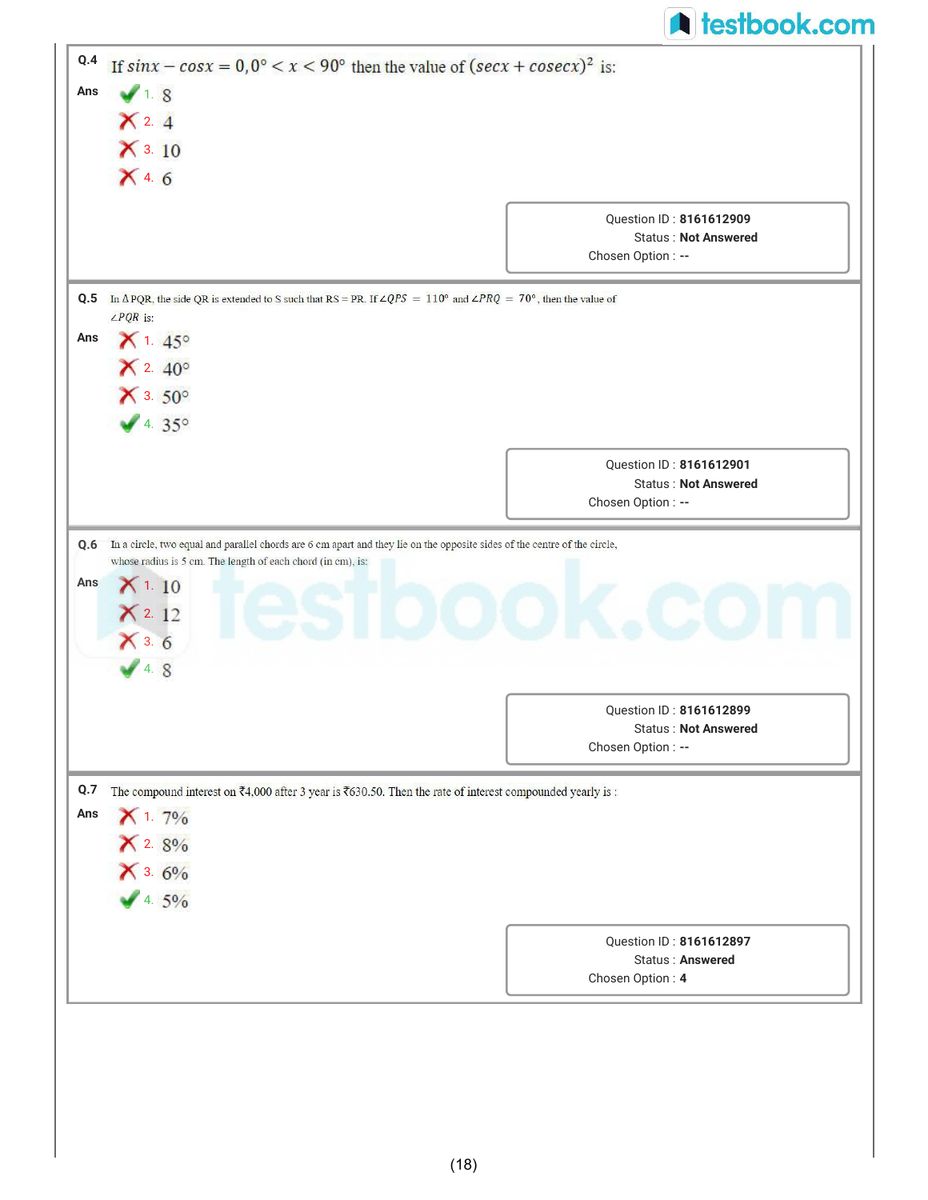**Q.4** If $sinx - cosx = 0, 0° < x < 90°$ then the value of $(secx + cosecx)^2$ is:

**Ans**

✔ 1. 8

✘ 2. 4

✘ 3. 10

✘ 4. 6

Question ID : **8161612909**
Status : **Not Answered**
Chosen Option : **--**

---

**Q.5** In Δ PQR, the side QR is extended to S such that RS = PR. If $\angle QPS = 110°$ and $\angle PRQ = 70°$, then the value of $\angle PQR$ is:

**Ans**

✘ 1. 45°

✘ 2. 40°

✘ 3. 50°

✔ 4. 35°

Question ID : **8161612901**
Status : **Not Answered**
Chosen Option : **--**

---

**Q.6** In a circle, two equal and parallel chords are 6 cm apart and they lie on the opposite sides of the centre of the circle, whose radius is 5 cm. The length of each chord (in cm), is:

**Ans**

✘ 1. 10

✘ 2. 12

✘ 3. 6

✔ 4. 8

Question ID : **8161612899**
Status : **Not Answered**
Chosen Option : **--**

---

**Q.7** The compound interest on ₹4,000 after 3 year is ₹630.50. Then the rate of interest compounded yearly is :

**Ans**

✘ 1. 7%

✘ 2. 8%

✘ 3. 6%

✔ 4. 5%

Question ID : **8161612897**
Status : **Answered**
Chosen Option : **4**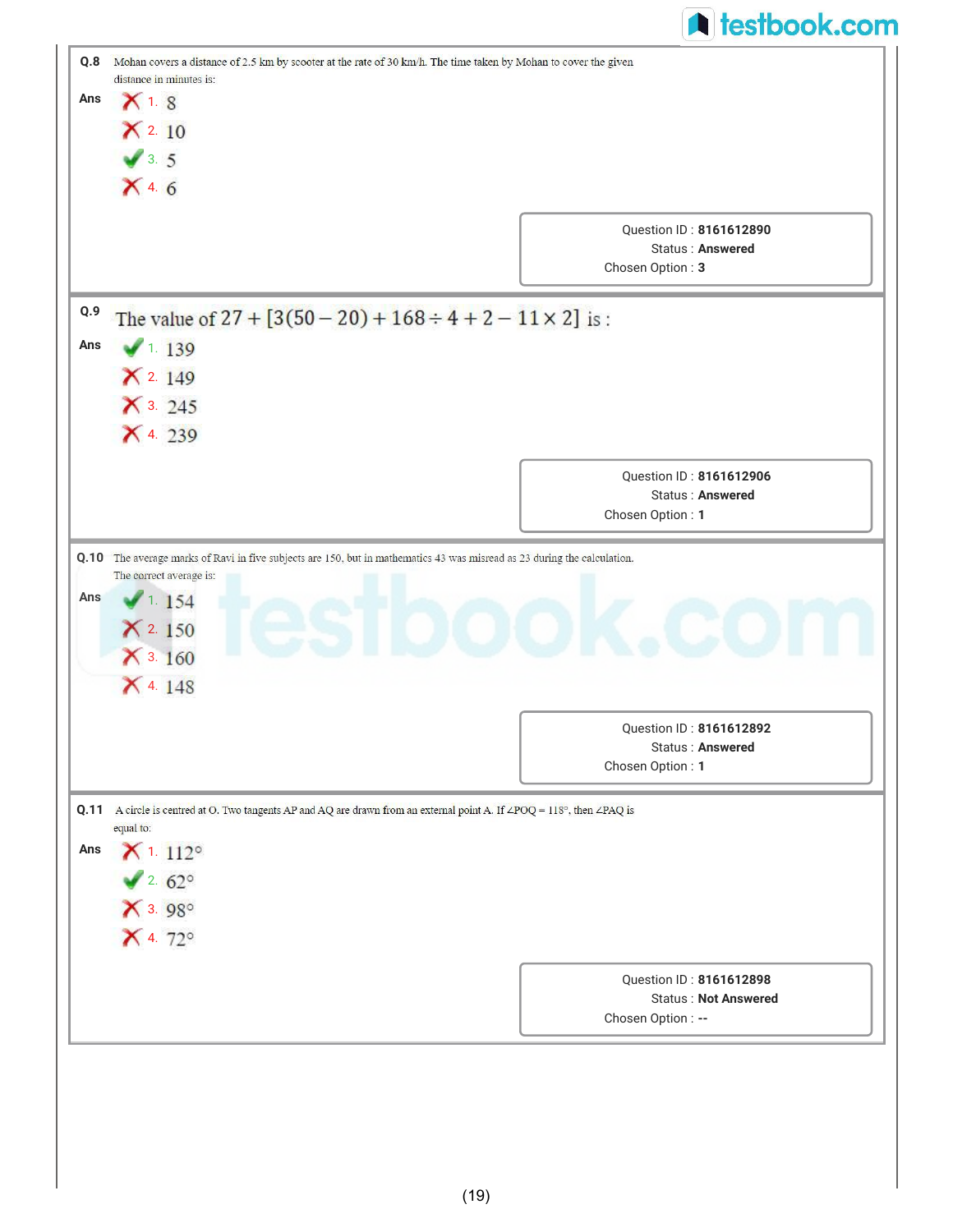**Q.8** Mohan covers a distance of 2.5 km by scooter at the rate of 30 km/h. The time taken by Mohan to cover the given distance in minutes is:

**Ans**

- ✗ 1. 8
- ✗ 2. 10
- ✓ 3. 5
- ✗ 4. 6

Question ID : **8161612890**
Status : **Answered**
Chosen Option : **3**

---

**Q.9** The value of $27 + [3(50 - 20) + 168 \div 4 + 2 - 11 \times 2]$ is :

**Ans**

- ✓ 1. 139
- ✗ 2. 149
- ✗ 3. 245
- ✗ 4. 239

Question ID : **8161612906**
Status : **Answered**
Chosen Option : **1**

---

**Q.10** The average marks of Ravi in five subjects are 150, but in mathematics 43 was misread as 23 during the calculation. The correct average is:

**Ans**

- ✓ 1. 154
- ✗ 2. 150
- ✗ 3. 160
- ✗ 4. 148

Question ID : **8161612892**
Status : **Answered**
Chosen Option : **1**

---

**Q.11** A circle is centred at O. Two tangents AP and AQ are drawn from an external point A. If $\angle POQ = 118°$, then $\angle PAQ$ is equal to:

**Ans**

- ✗ 1. 112°
- ✓ 2. 62°
- ✗ 3. 98°
- ✗ 4. 72°

Question ID : **8161612898**
Status : **Not Answered**
Chosen Option : **--**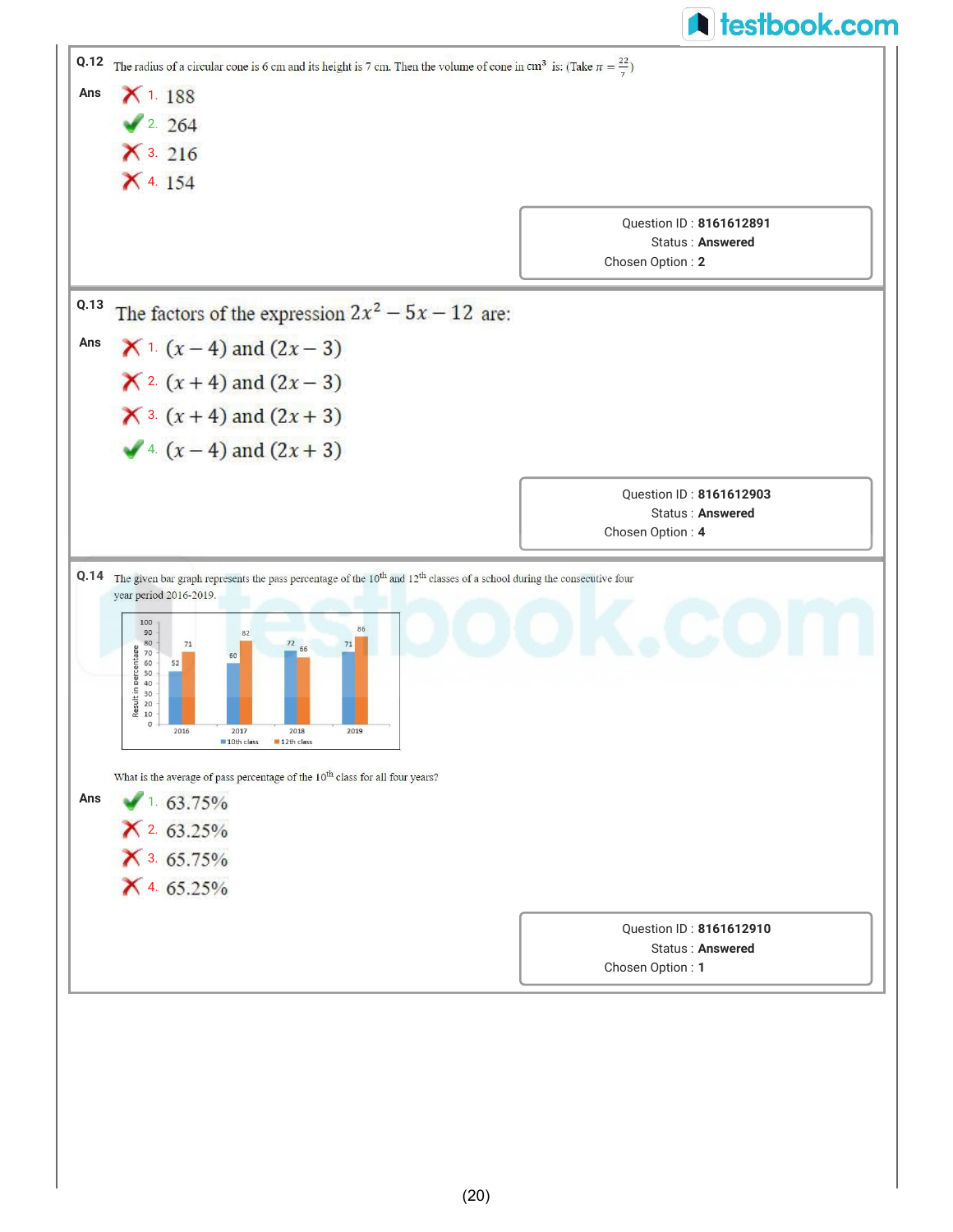**Q.12** The radius of a circular cone is 6 cm and its height is 7 cm. Then the volume of cone in $cm^3$ is: (Take $\pi = \frac{22}{7}$)

**Ans**

✗ 1. 188

✓ 2. 264

✗ 3. 216

✗ 4. 154

Question ID : **8161612891**
Status : **Answered**
Chosen Option : **2**

---

**Q.13** The factors of the expression $2x^2 - 5x - 12$ are:

**Ans**

✗ 1. $(x - 4)$ and $(2x - 3)$

✗ 2. $(x + 4)$ and $(2x - 3)$

✗ 3. $(x + 4)$ and $(2x + 3)$

✓ 4. $(x - 4)$ and $(2x + 3)$

Question ID : **8161612903**
Status : **Answered**
Chosen Option : **4**

---

**Q.14** The given bar graph represents the pass percentage of the $10^{th}$ and $12^{th}$ classes of a school during the consecutive four year period 2016-2019.

| Year | 10th class | 12th class |
|---|---|---|
| 2016 | 52 | 71 |
| 2017 | 60 | 82 |
| 2018 | 72 | 66 |
| 2019 | 71 | 86 |

What is the average of pass percentage of the $10^{th}$ class for all four years?

**Ans**

✓ 1. 63.75%

✗ 2. 63.25%

✗ 3. 65.75%

✗ 4. 65.25%

Question ID : **8161612910**
Status : **Answered**
Chosen Option : **1**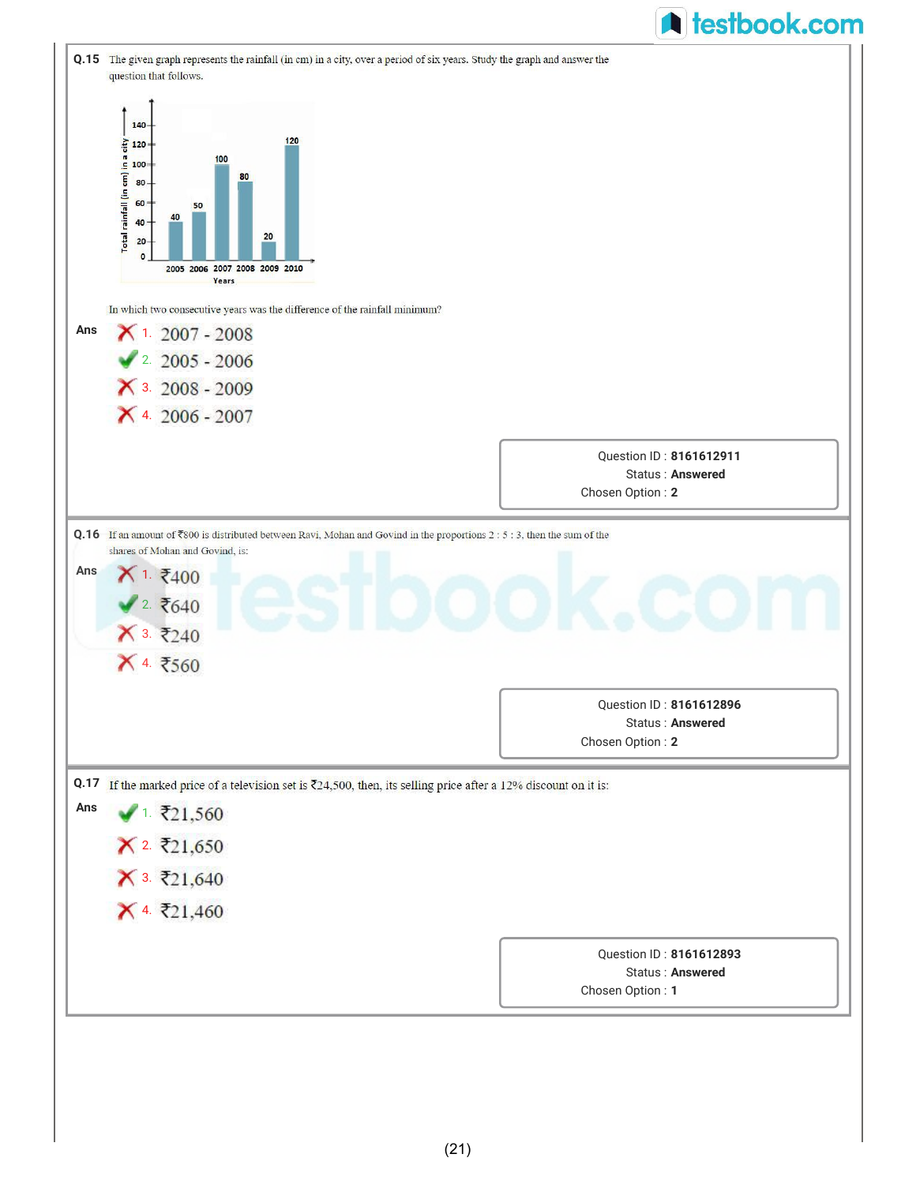**Q.15** The given graph represents the rainfall (in cm) in a city, over a period of six years. Study the graph and answer the question that follows.

| Years | Total rainfall (in cm) in a city |
|---|---|
| 2005 | 40 |
| 2006 | 50 |
| 2007 | 100 |
| 2008 | 80 |
| 2009 | 20 |
| 2010 | 120 |

In which two consecutive years was the difference of the rainfall minimum?

**Ans**

1. 2007 - 2008
2. 2005 - 2006 ✔
3. 2008 - 2009
4. 2006 - 2007

Question ID : **8161612911**
Status : **Answered**
Chosen Option : **2**

---

**Q.16** If an amount of ₹800 is distributed between Ravi, Mohan and Govind in the proportions 2 : 5 : 3, then the sum of the shares of Mohan and Govind, is:

**Ans**

1. ₹400
2. ₹640 ✔
3. ₹240
4. ₹560

Question ID : **8161612896**
Status : **Answered**
Chosen Option : **2**

---

**Q.17** If the marked price of a television set is ₹24,500, then, its selling price after a 12% discount on it is:

**Ans**

1. ₹21,560 ✔
2. ₹21,650
3. ₹21,640
4. ₹21,460

Question ID : **8161612893**
Status : **Answered**
Chosen Option : **1**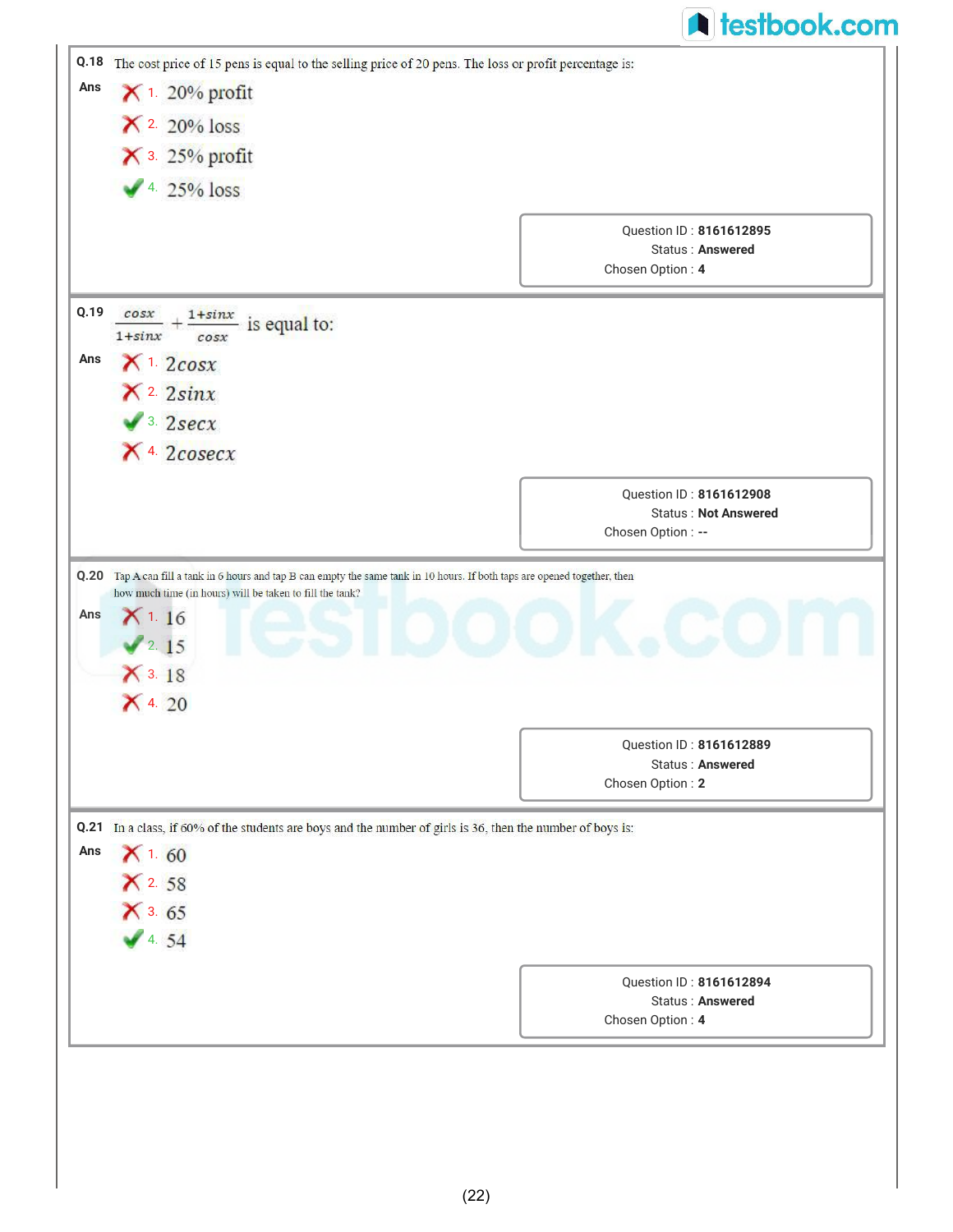**Q.18** The cost price of 15 pens is equal to the selling price of 20 pens. The loss or profit percentage is:

**Ans**

✗ 1. 20% profit

✗ 2. 20% loss

✗ 3. 25% profit

✓ 4. 25% loss

Question ID : **8161612895**
Status : **Answered**
Chosen Option : **4**

---

**Q.19** $\frac{cosx}{1+sinx} + \frac{1+sinx}{cosx}$ is equal to:

**Ans**

✗ 1. $2cosx$

✗ 2. $2sinx$

✓ 3. $2secx$

✗ 4. $2cosecx$

Question ID : **8161612908**
Status : **Not Answered**
Chosen Option : **--**

---

**Q.20** Tap A can fill a tank in 6 hours and tap B can empty the same tank in 10 hours. If both taps are opened together, then how much time (in hours) will be taken to fill the tank?

**Ans**

✗ 1. 16

✓ 2. 15

✗ 3. 18

✗ 4. 20

Question ID : **8161612889**
Status : **Answered**
Chosen Option : **2**

---

**Q.21** In a class, if 60% of the students are boys and the number of girls is 36, then the number of boys is:

**Ans**

✗ 1. 60

✗ 2. 58

✗ 3. 65

✓ 4. 54

Question ID : **8161612894**
Status : **Answered**
Chosen Option : **4**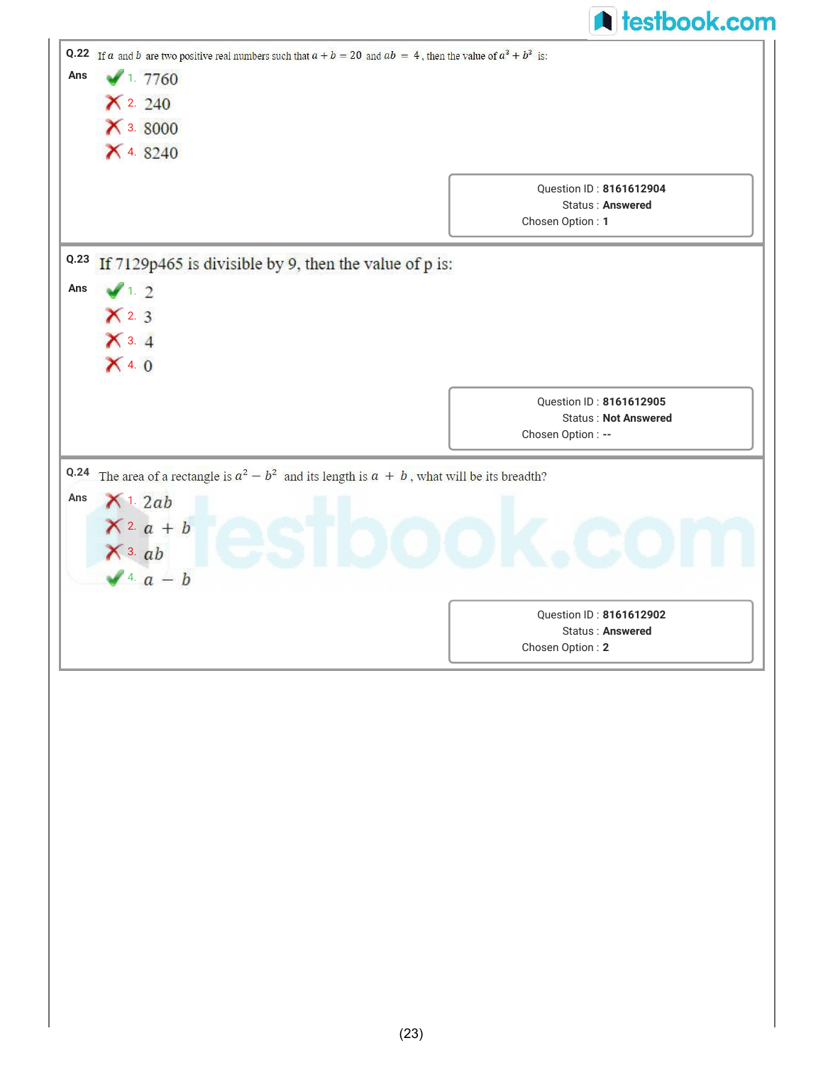**Q.22** If $a$ and $b$ are two positive real numbers such that $a + b = 20$ and $ab = 4$, then the value of $a^3 + b^3$ is:

**Ans**

✔ 1. 7760

✘ 2. 240

✘ 3. 8000

✘ 4. 8240

Question ID : **8161612904**
Status : **Answered**
Chosen Option : **1**

---

**Q.23** If 7129p465 is divisible by 9, then the value of p is:

**Ans**

✔ 1. 2

✘ 2. 3

✘ 3. 4

✘ 4. 0

Question ID : **8161612905**
Status : **Not Answered**
Chosen Option : **--**

---

**Q.24** The area of a rectangle is $a^2 - b^2$ and its length is $a + b$, what will be its breadth?

**Ans**

✘ 1. $2ab$

✘ 2. $a + b$

✘ 3. $ab$

✔ 4. $a - b$

Question ID : **8161612902**
Status : **Answered**
Chosen Option : **2**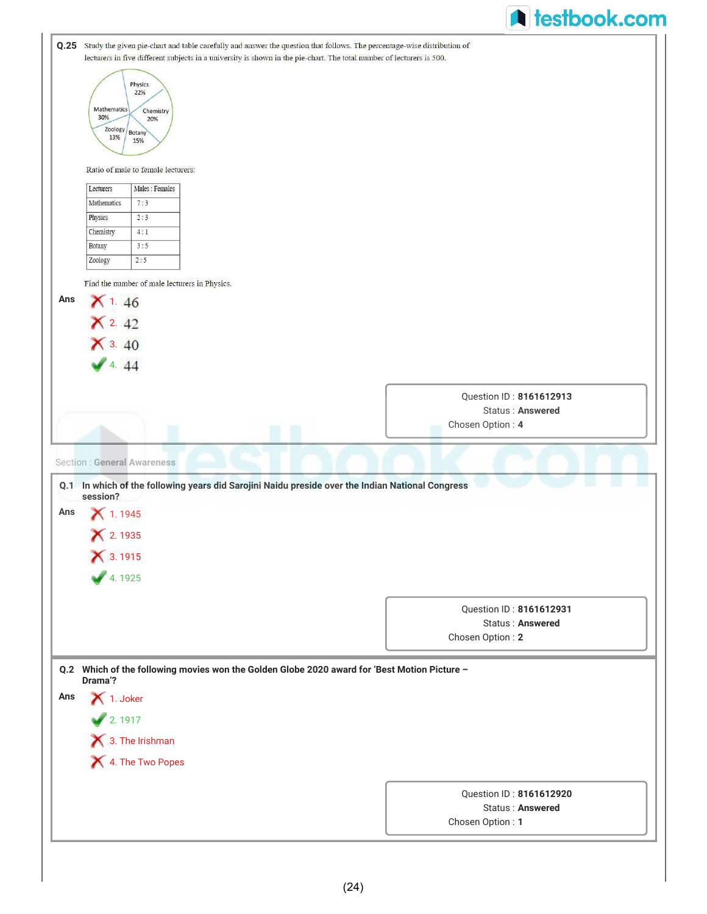**Q.25** Study the given pie-chart and table carefully and answer the question that follows. The percentage-wise distribution of lecturers in five different subjects in a university is shown in the pie-chart. The total number of lecturers is 500.

Physics 22%
Chemistry 20%
Botany 15%
Zoology 13%
Mathematics 30%

Ratio of male to female lecturers:

| Lecturers | Males : Females |
|---|---|
| Mathematics | 7 : 3 |
| Physics | 2 : 3 |
| Chemistry | 4 : 1 |
| Botany | 3 : 5 |
| Zoology | 2 : 5 |

Find the number of male lecturers in Physics.

**Ans**

1. 46
2. 42
3. 40
4. 44 ✔

Question ID : **8161612913**
Status : **Answered**
Chosen Option : **4**

Section : **General Awareness**

**Q.1 In which of the following years did Sarojini Naidu preside over the Indian National Congress session?**

**Ans**

1. 1945
2. 1935
3. 1915
4. 1925 ✔

Question ID : **8161612931**
Status : **Answered**
Chosen Option : **2**

**Q.2 Which of the following movies won the Golden Globe 2020 award for 'Best Motion Picture – Drama'?**

**Ans**

1. Joker
2. 1917 ✔
3. The Irishman
4. The Two Popes

Question ID : **8161612920**
Status : **Answered**
Chosen Option : **1**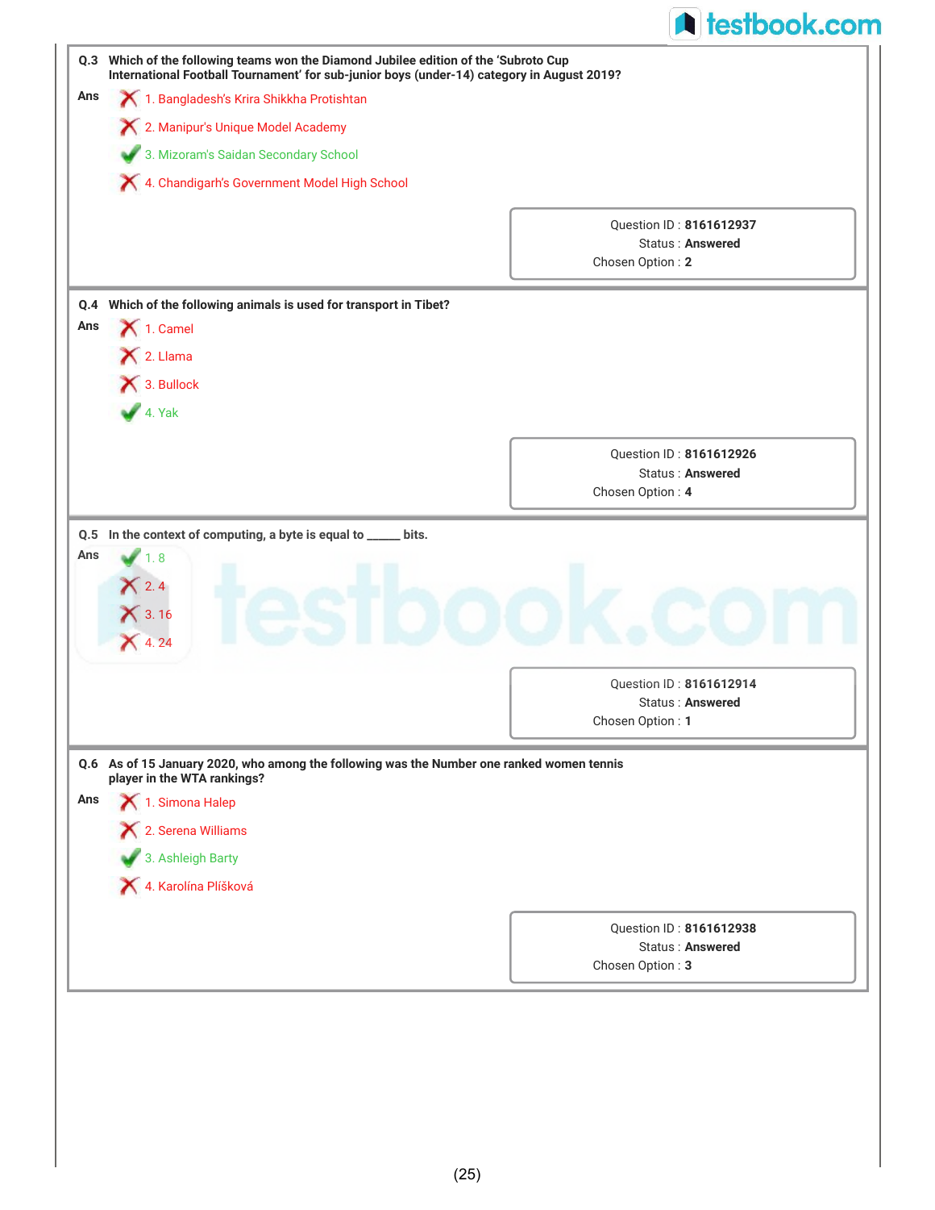**Q.3** **Which of the following teams won the Diamond Jubilee edition of the 'Subroto Cup International Football Tournament' for sub-junior boys (under-14) category in August 2019?**

**Ans**

1. Bangladesh's Krira Shikkha Protishtan ✗
2. Manipur's Unique Model Academy ✗
3. Mizoram's Saidan Secondary School ✓
4. Chandigarh's Government Model High School ✗

Question ID : **8161612937**
Status : **Answered**
Chosen Option : **2**

---

**Q.4** **Which of the following animals is used for transport in Tibet?**

**Ans**

1. Camel ✗
2. Llama ✗
3. Bullock ✗
4. Yak ✓

Question ID : **8161612926**
Status : **Answered**
Chosen Option : **4**

---

**Q.5** **In the context of computing, a byte is equal to _____ bits.**

**Ans**

1. 8 ✓
2. 4 ✗
3. 16 ✗
4. 24 ✗

Question ID : **8161612914**
Status : **Answered**
Chosen Option : **1**

---

**Q.6** **As of 15 January 2020, who among the following was the Number one ranked women tennis player in the WTA rankings?**

**Ans**

1. Simona Halep ✗
2. Serena Williams ✗
3. Ashleigh Barty ✓
4. Karolína Plíšková ✗

Question ID : **8161612938**
Status : **Answered**
Chosen Option : **3**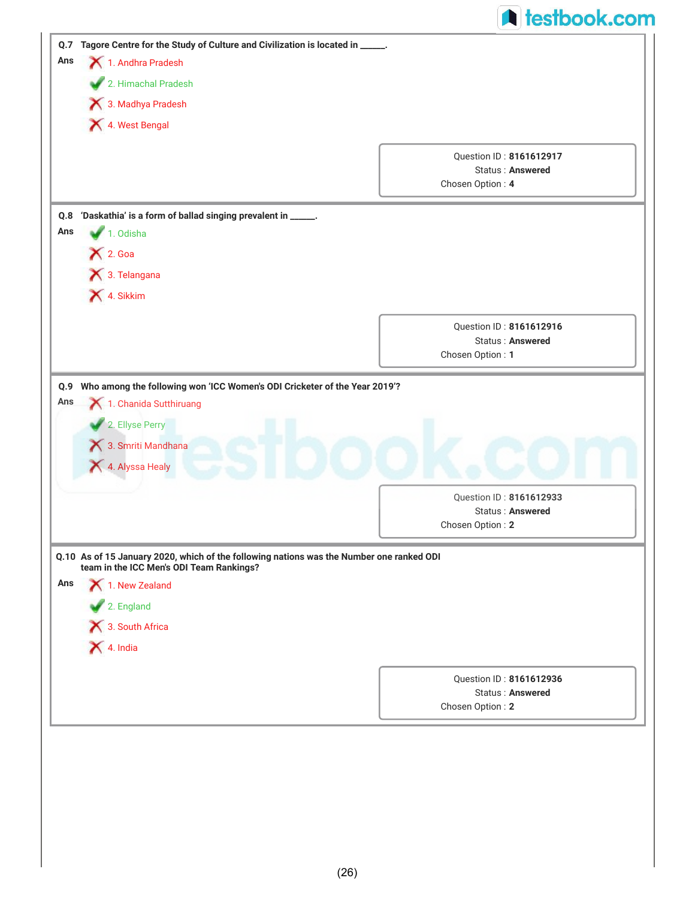**Q.7** Tagore Centre for the Study of Culture and Civilization is located in ______.

**Ans**

1. Andhra Pradesh ✗
2. Himachal Pradesh ✓
3. Madhya Pradesh ✗
4. West Bengal ✗

Question ID : **8161612917**
Status : **Answered**
Chosen Option : **4**

---

**Q.8** 'Daskathia' is a form of ballad singing prevalent in ______.

**Ans**

1. Odisha ✓
2. Goa ✗
3. Telangana ✗
4. Sikkim ✗

Question ID : **8161612916**
Status : **Answered**
Chosen Option : **1**

---

**Q.9** Who among the following won 'ICC Women's ODI Cricketer of the Year 2019'?

**Ans**

1. Chanida Sutthiruang ✗
2. Ellyse Perry ✓
3. Smriti Mandhana ✗
4. Alyssa Healy ✗

Question ID : **8161612933**
Status : **Answered**
Chosen Option : **2**

---

**Q.10** As of 15 January 2020, which of the following nations was the Number one ranked ODI team in the ICC Men's ODI Team Rankings?

**Ans**

1. New Zealand ✗
2. England ✓
3. South Africa ✗
4. India ✗

Question ID : **8161612936**
Status : **Answered**
Chosen Option : **2**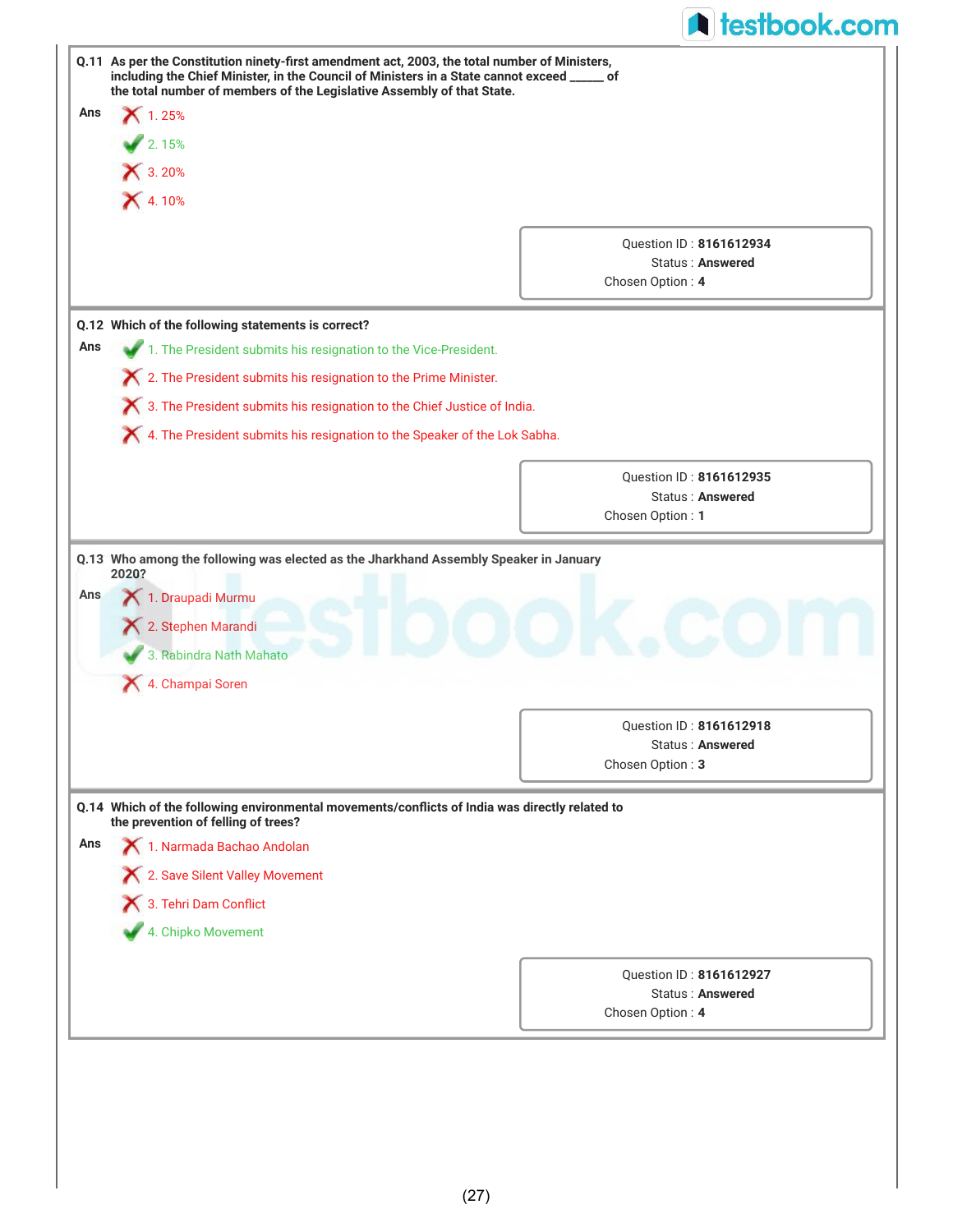**Q.11** As per the Constitution ninety-first amendment act, 2003, the total number of Ministers, including the Chief Minister, in the Council of Ministers in a State cannot exceed ______ of the total number of members of the Legislative Assembly of that State.

**Ans**

1. 25% ✗
2. 15% ✓
3. 20% ✗
4. 10% ✗

Question ID : **8161612934**
Status : **Answered**
Chosen Option : **4**

---

**Q.12** Which of the following statements is correct?

**Ans**

1. The President submits his resignation to the Vice-President. ✓
2. The President submits his resignation to the Prime Minister. ✗
3. The President submits his resignation to the Chief Justice of India. ✗
4. The President submits his resignation to the Speaker of the Lok Sabha. ✗

Question ID : **8161612935**
Status : **Answered**
Chosen Option : **1**

---

**Q.13** Who among the following was elected as the Jharkhand Assembly Speaker in January 2020?

**Ans**

1. Draupadi Murmu ✗
2. Stephen Marandi ✗
3. Rabindra Nath Mahato ✓
4. Champai Soren ✗

Question ID : **8161612918**
Status : **Answered**
Chosen Option : **3**

---

**Q.14** Which of the following environmental movements/conflicts of India was directly related to the prevention of felling of trees?

**Ans**

1. Narmada Bachao Andolan ✗
2. Save Silent Valley Movement ✗
3. Tehri Dam Conflict ✗
4. Chipko Movement ✓

Question ID : **8161612927**
Status : **Answered**
Chosen Option : **4**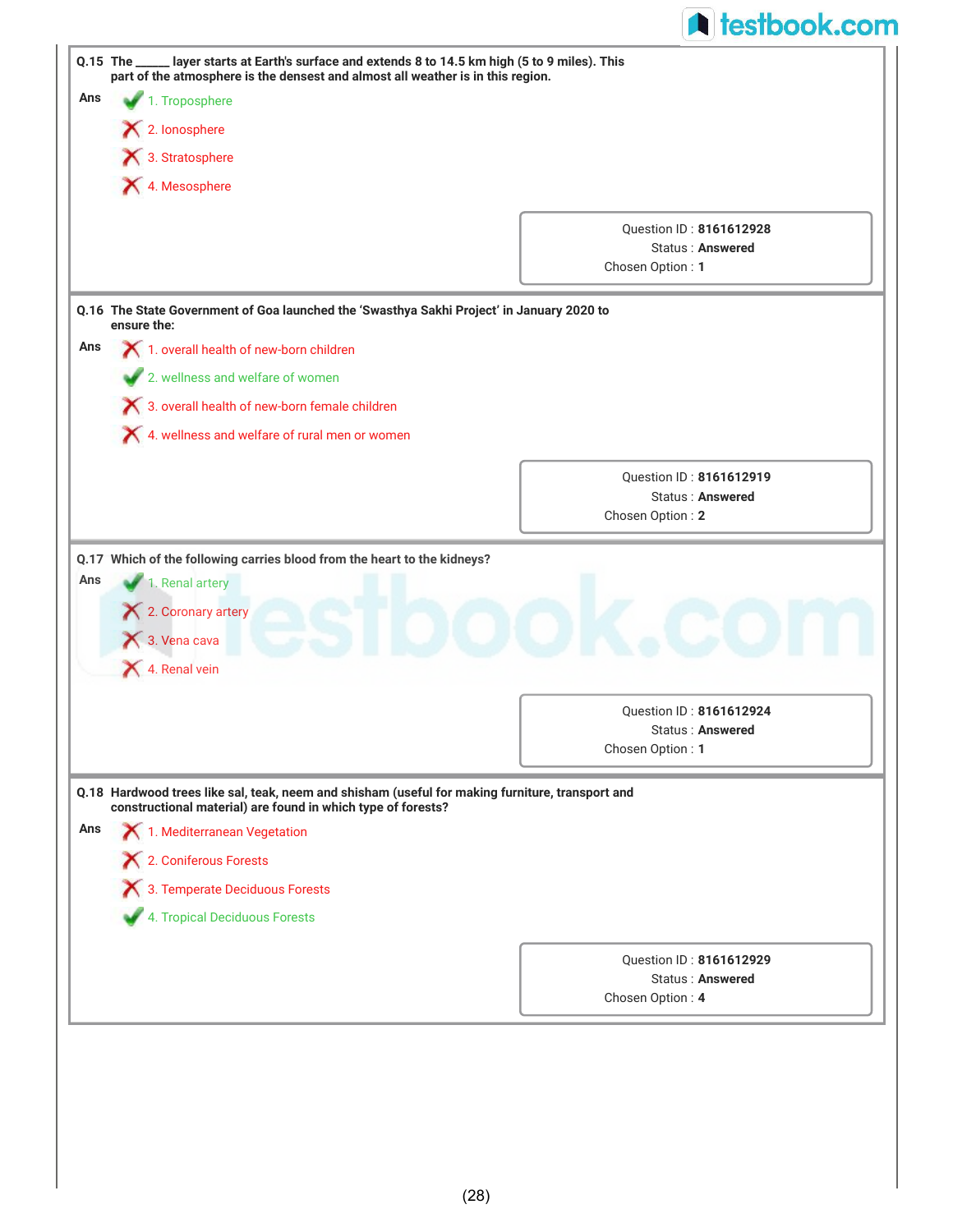**Q.15** The _____ layer starts at Earth's surface and extends 8 to 14.5 km high (5 to 9 miles). This part of the atmosphere is the densest and almost all weather is in this region.

**Ans**

✔ 1. Troposphere

✘ 2. Ionosphere

✘ 3. Stratosphere

✘ 4. Mesosphere

Question ID : **8161612928**
Status : **Answered**
Chosen Option : **1**

---

**Q.16** The State Government of Goa launched the 'Swasthya Sakhi Project' in January 2020 to ensure the:

**Ans**

✘ 1. overall health of new-born children

✔ 2. wellness and welfare of women

✘ 3. overall health of new-born female children

✘ 4. wellness and welfare of rural men or women

Question ID : **8161612919**
Status : **Answered**
Chosen Option : **2**

---

**Q.17** Which of the following carries blood from the heart to the kidneys?

**Ans**

✔ 1. Renal artery

✘ 2. Coronary artery

✘ 3. Vena cava

✘ 4. Renal vein

Question ID : **8161612924**
Status : **Answered**
Chosen Option : **1**

---

**Q.18** Hardwood trees like sal, teak, neem and shisham (useful for making furniture, transport and constructional material) are found in which type of forests?

**Ans**

✘ 1. Mediterranean Vegetation

✘ 2. Coniferous Forests

✘ 3. Temperate Deciduous Forests

✔ 4. Tropical Deciduous Forests

Question ID : **8161612929**
Status : **Answered**
Chosen Option : **4**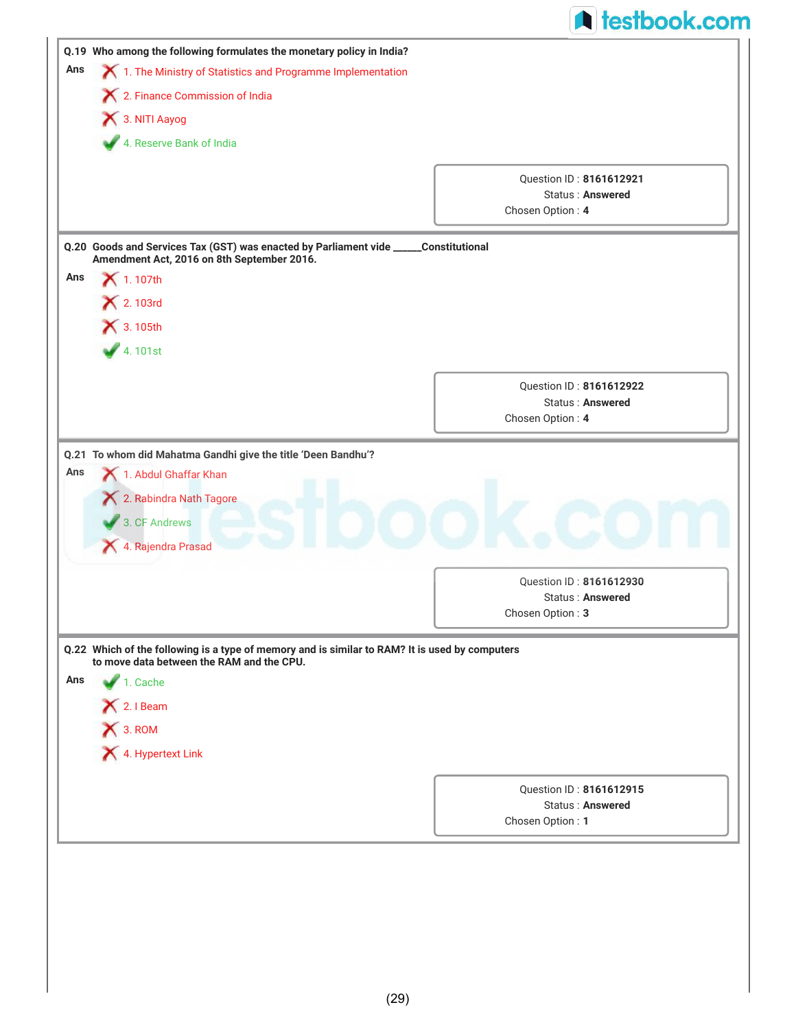**Q.19** **Who among the following formulates the monetary policy in India?**

**Ans**

✗ 1. The Ministry of Statistics and Programme Implementation

✗ 2. Finance Commission of India

✗ 3. NITI Aayog

✓ 4. Reserve Bank of India

Question ID : **8161612921**
Status : **Answered**
Chosen Option : **4**

---

**Q.20** **Goods and Services Tax (GST) was enacted by Parliament vide _____Constitutional Amendment Act, 2016 on 8th September 2016.**

**Ans**

✗ 1. 107th

✗ 2. 103rd

✗ 3. 105th

✓ 4. 101st

Question ID : **8161612922**
Status : **Answered**
Chosen Option : **4**

---

**Q.21** **To whom did Mahatma Gandhi give the title 'Deen Bandhu'?**

**Ans**

✗ 1. Abdul Ghaffar Khan

✗ 2. Rabindra Nath Tagore

✓ 3. CF Andrews

✗ 4. Rajendra Prasad

Question ID : **8161612930**
Status : **Answered**
Chosen Option : **3**

---

**Q.22** **Which of the following is a type of memory and is similar to RAM? It is used by computers to move data between the RAM and the CPU.**

**Ans**

✓ 1. Cache

✗ 2. I Beam

✗ 3. ROM

✗ 4. Hypertext Link

Question ID : **8161612915**
Status : **Answered**
Chosen Option : **1**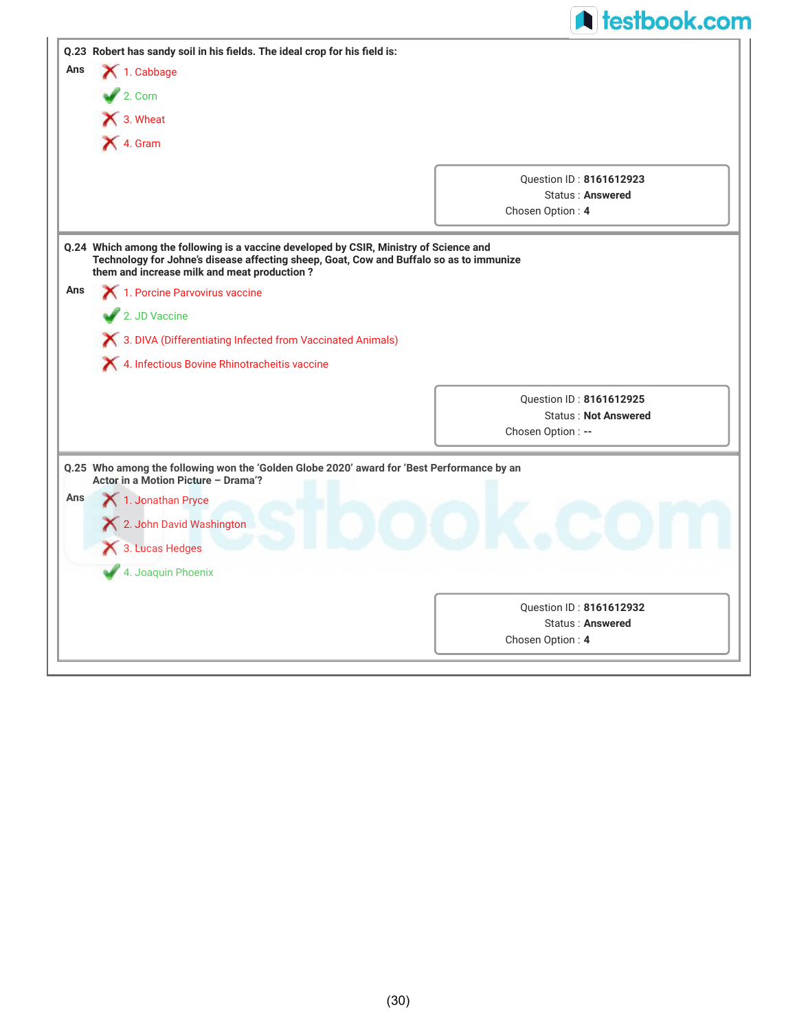**Q.23** **Robert has sandy soil in his fields. The ideal crop for his field is:**

**Ans**

- ✗ 1. Cabbage
- ✓ 2. Corn
- ✗ 3. Wheat
- ✗ 4. Gram

Question ID : **8161612923**
Status : **Answered**
Chosen Option : **4**

---

**Q.24** **Which among the following is a vaccine developed by CSIR, Ministry of Science and Technology for Johne's disease affecting sheep, Goat, Cow and Buffalo so as to immunize them and increase milk and meat production ?**

**Ans**

- ✗ 1. Porcine Parvovirus vaccine
- ✓ 2. JD Vaccine
- ✗ 3. DIVA (Differentiating Infected from Vaccinated Animals)
- ✗ 4. Infectious Bovine Rhinotracheitis vaccine

Question ID : **8161612925**
Status : **Not Answered**
Chosen Option : **--**

---

**Q.25** **Who among the following won the 'Golden Globe 2020' award for 'Best Performance by an Actor in a Motion Picture – Drama'?**

**Ans**

- ✗ 1. Jonathan Pryce
- ✗ 2. John David Washington
- ✗ 3. Lucas Hedges
- ✓ 4. Joaquin Phoenix

Question ID : **8161612932**
Status : **Answered**
Chosen Option : **4**